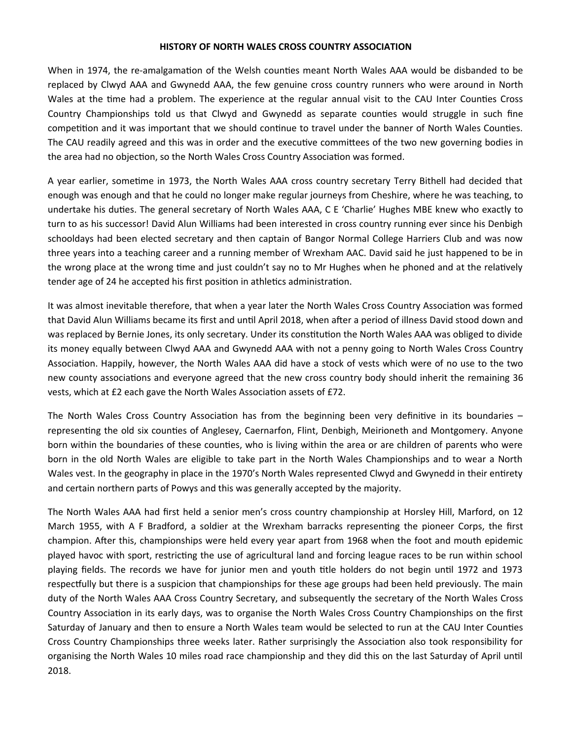# HISTORY OF NORTH WALES CROSS COUNTRY ASSOCIATION

When in 1974, the re-amalgamation of the Welsh counties meant North Wales AAA would be disbanded to be replaced by Clwyd AAA and Gwynedd AAA, the few genuine cross country runners who were around in North Wales at the time had a problem. The experience at the regular annual visit to the CAU Inter Counties Cross Country Championships told us that Clwyd and Gwynedd as separate counties would struggle in such fine competition and it was important that we should continue to travel under the banner of North Wales Counties. The CAU readily agreed and this was in order and the executive committees of the two new governing bodies in the area had no objection, so the North Wales Cross Country Association was formed.

A year earlier, sometime in 1973, the North Wales AAA cross country secretary Terry Bithell had decided that enough was enough and that he could no longer make regular journeys from Cheshire, where he was teaching, to undertake his duties. The general secretary of North Wales AAA, C E 'Charlie' Hughes MBE knew who exactly to turn to as his successor! David Alun Williams had been interested in cross country running ever since his Denbigh schooldays had been elected secretary and then captain of Bangor Normal College Harriers Club and was now three years into a teaching career and a running member of Wrexham AAC. David said he just happened to be in the wrong place at the wrong time and just couldn't say no to Mr Hughes when he phoned and at the relatively tender age of 24 he accepted his first position in athletics administration.

It was almost inevitable therefore, that when a year later the North Wales Cross Country Association was formed that David Alun Williams became its first and until April 2018, when after a period of illness David stood down and was replaced by Bernie Jones, its only secretary. Under its constitution the North Wales AAA was obliged to divide its money equally between Clwyd AAA and Gwynedd AAA with not a penny going to North Wales Cross Country Association. Happily, however, the North Wales AAA did have a stock of vests which were of no use to the two new county associations and everyone agreed that the new cross country body should inherit the remaining 36 vests, which at £2 each gave the North Wales Association assets of £72.

The North Wales Cross Country Association has from the beginning been very definitive in its boundaries – representing the old six counties of Anglesey, Caernarfon, Flint, Denbigh, Meirioneth and Montgomery. Anyone born within the boundaries of these counties, who is living within the area or are children of parents who were born in the old North Wales are eligible to take part in the North Wales Championships and to wear a North Wales vest. In the geography in place in the 1970's North Wales represented Clwyd and Gwynedd in their entirety and certain northern parts of Powys and this was generally accepted by the majority.

The North Wales AAA had first held a senior men's cross country championship at Horsley Hill, Marford, on 12 March 1955, with A F Bradford, a soldier at the Wrexham barracks representing the pioneer Corps, the first champion. After this, championships were held every year apart from 1968 when the foot and mouth epidemic played havoc with sport, restricting the use of agricultural land and forcing league races to be run within school playing fields. The records we have for junior men and youth title holders do not begin until 1972 and 1973 respectfully but there is a suspicion that championships for these age groups had been held previously. The main duty of the North Wales AAA Cross Country Secretary, and subsequently the secretary of the North Wales Cross Country Association in its early days, was to organise the North Wales Cross Country Championships on the first Saturday of January and then to ensure a North Wales team would be selected to run at the CAU Inter Counties Cross Country Championships three weeks later. Rather surprisingly the Association also took responsibility for organising the North Wales 10 miles road race championship and they did this on the last Saturday of April until 2018.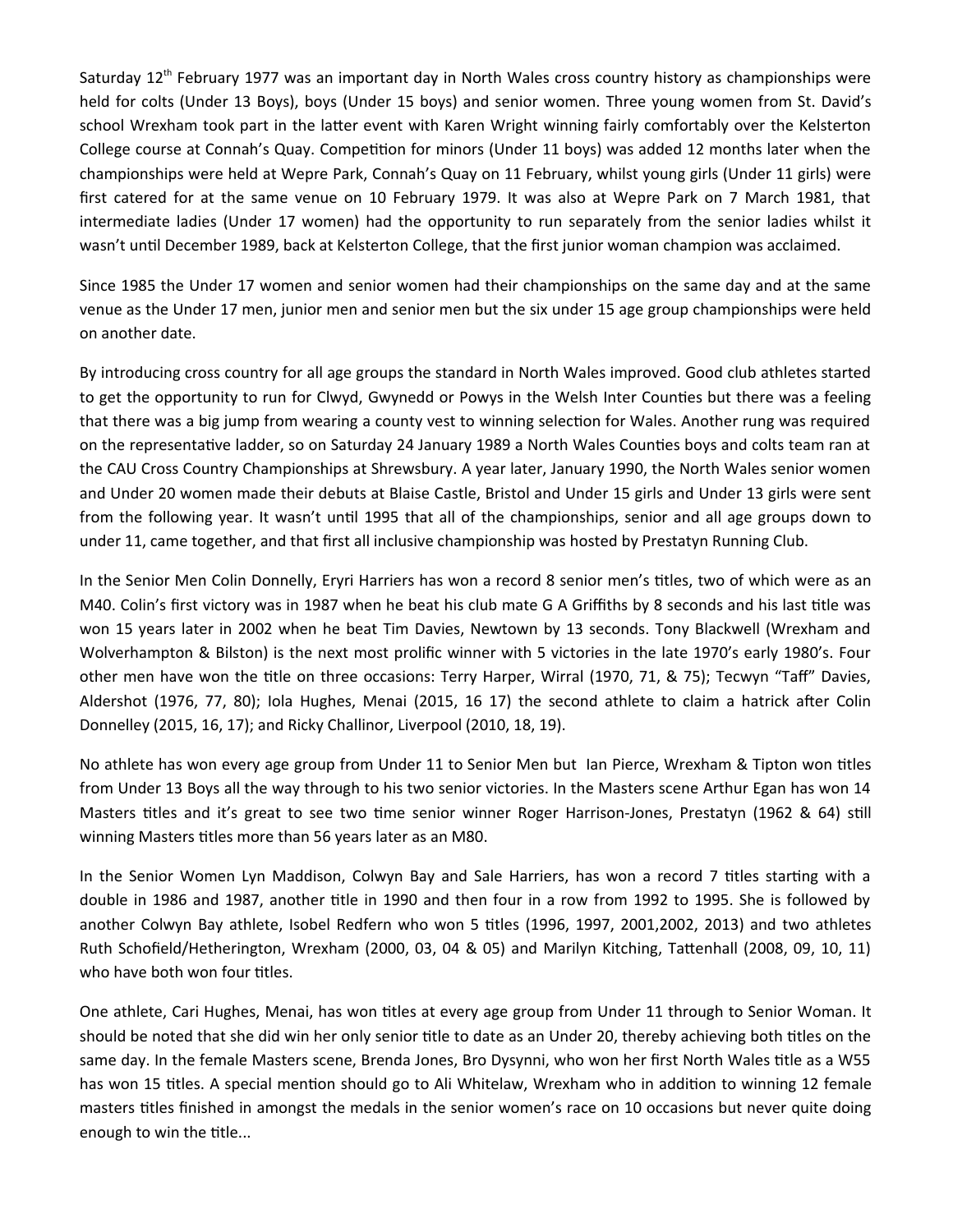Saturday 12th February 1977 was an important day in North Wales cross country history as championships were held for colts (Under 13 Boys), boys (Under 15 boys) and senior women. Three young women from St. David's school Wrexham took part in the latter event with Karen Wright winning fairly comfortably over the Kelsterton College course at Connah's Quay. Competition for minors (Under 11 boys) was added 12 months later when the championships were held at Wepre Park, Connah's Quay on 11 February, whilst young girls (Under 11 girls) were first catered for at the same venue on 10 February 1979. It was also at Wepre Park on 7 March 1981, that intermediate ladies (Under 17 women) had the opportunity to run separately from the senior ladies whilst it wasn't until December 1989, back at Kelsterton College, that the first junior woman champion was acclaimed.

Since 1985 the Under 17 women and senior women had their championships on the same day and at the same venue as the Under 17 men, junior men and senior men but the six under 15 age group championships were held on another date.

By introducing cross country for all age groups the standard in North Wales improved. Good club athletes started to get the opportunity to run for Clwyd, Gwynedd or Powys in the Welsh Inter Counties but there was a feeling that there was a big jump from wearing a county vest to winning selection for Wales. Another rung was required on the representative ladder, so on Saturday 24 January 1989 a North Wales Counties boys and colts team ran at the CAU Cross Country Championships at Shrewsbury. A year later, January 1990, the North Wales senior women and Under 20 women made their debuts at Blaise Castle, Bristol and Under 15 girls and Under 13 girls were sent from the following year. It wasn't until 1995 that all of the championships, senior and all age groups down to under 11, came together, and that first all inclusive championship was hosted by Prestatyn Running Club.

In the Senior Men Colin Donnelly, Eryri Harriers has won a record 8 senior men's titles, two of which were as an M40. Colin's first victory was in 1987 when he beat his club mate G A Griffiths by 8 seconds and his last title was won 15 years later in 2002 when he beat Tim Davies, Newtown by 13 seconds. Tony Blackwell (Wrexham and Wolverhampton & Bilston) is the next most prolific winner with 5 victories in the late 1970's early 1980's. Four other men have won the title on three occasions: Terry Harper, Wirral (1970, 71, & 75); Tecwyn "Taff" Davies, Aldershot (1976, 77, 80); Iola Hughes, Menai (2015, 16 17) the second athlete to claim a hatrick after Colin Donnelley (2015, 16, 17); and Ricky Challinor, Liverpool (2010, 18, 19).

No athlete has won every age group from Under 11 to Senior Men but Ian Pierce, Wrexham & Tipton won titles from Under 13 Boys all the way through to his two senior victories. In the Masters scene Arthur Egan has won 14 Masters titles and it's great to see two time senior winner Roger Harrison-Jones, Prestatyn (1962 & 64) still winning Masters titles more than 56 years later as an M80.

In the Senior Women Lyn Maddison, Colwyn Bay and Sale Harriers, has won a record 7 titles starting with a double in 1986 and 1987, another title in 1990 and then four in a row from 1992 to 1995. She is followed by another Colwyn Bay athlete, Isobel Redfern who won 5 titles (1996, 1997, 2001,2002, 2013) and two athletes Ruth Schofield/Hetherington, Wrexham (2000, 03, 04 & 05) and Marilyn Kitching, Tattenhall (2008, 09, 10, 11) who have both won four titles.

One athlete, Cari Hughes, Menai, has won titles at every age group from Under 11 through to Senior Woman. It should be noted that she did win her only senior title to date as an Under 20, thereby achieving both titles on the same day. In the female Masters scene, Brenda Jones, Bro Dysynni, who won her first North Wales title as a W55 has won 15 titles. A special mention should go to Ali Whitelaw, Wrexham who in addition to winning 12 female masters titles finished in amongst the medals in the senior women's race on 10 occasions but never quite doing enough to win the title...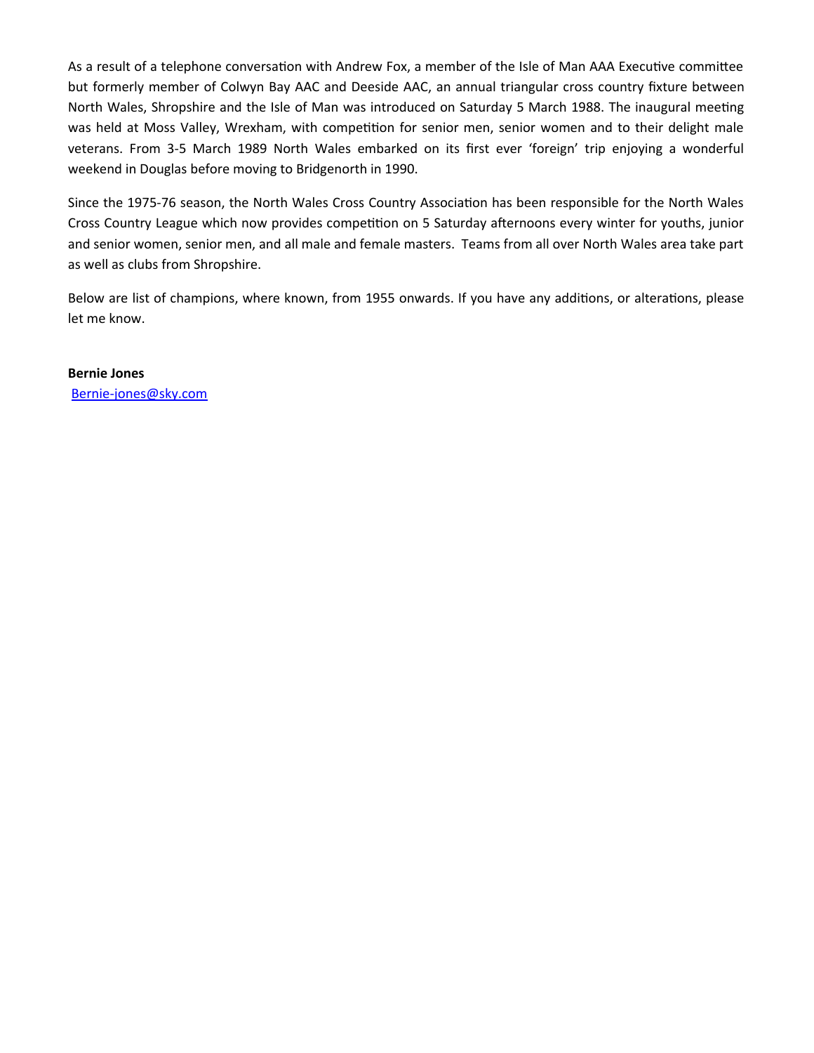As a result of a telephone conversation with Andrew Fox, a member of the Isle of Man AAA Executive committee but formerly member of Colwyn Bay AAC and Deeside AAC, an annual triangular cross country fixture between North Wales, Shropshire and the Isle of Man was introduced on Saturday 5 March 1988. The inaugural meeting was held at Moss Valley, Wrexham, with competition for senior men, senior women and to their delight male veterans. From 3-5 March 1989 North Wales embarked on its first ever 'foreign' trip enjoying a wonderful weekend in Douglas before moving to Bridgenorth in 1990.

Since the 1975-76 season, the North Wales Cross Country Association has been responsible for the North Wales Cross Country League which now provides competition on 5 Saturday afternoons every winter for youths, junior and senior women, senior men, and all male and female masters. Teams from all over North Wales area take part as well as clubs from Shropshire.

Below are list of champions, where known, from 1955 onwards. If you have any additions, or alterations, please let me know.

**Bernie Jones**

Bernie-jones@sky.com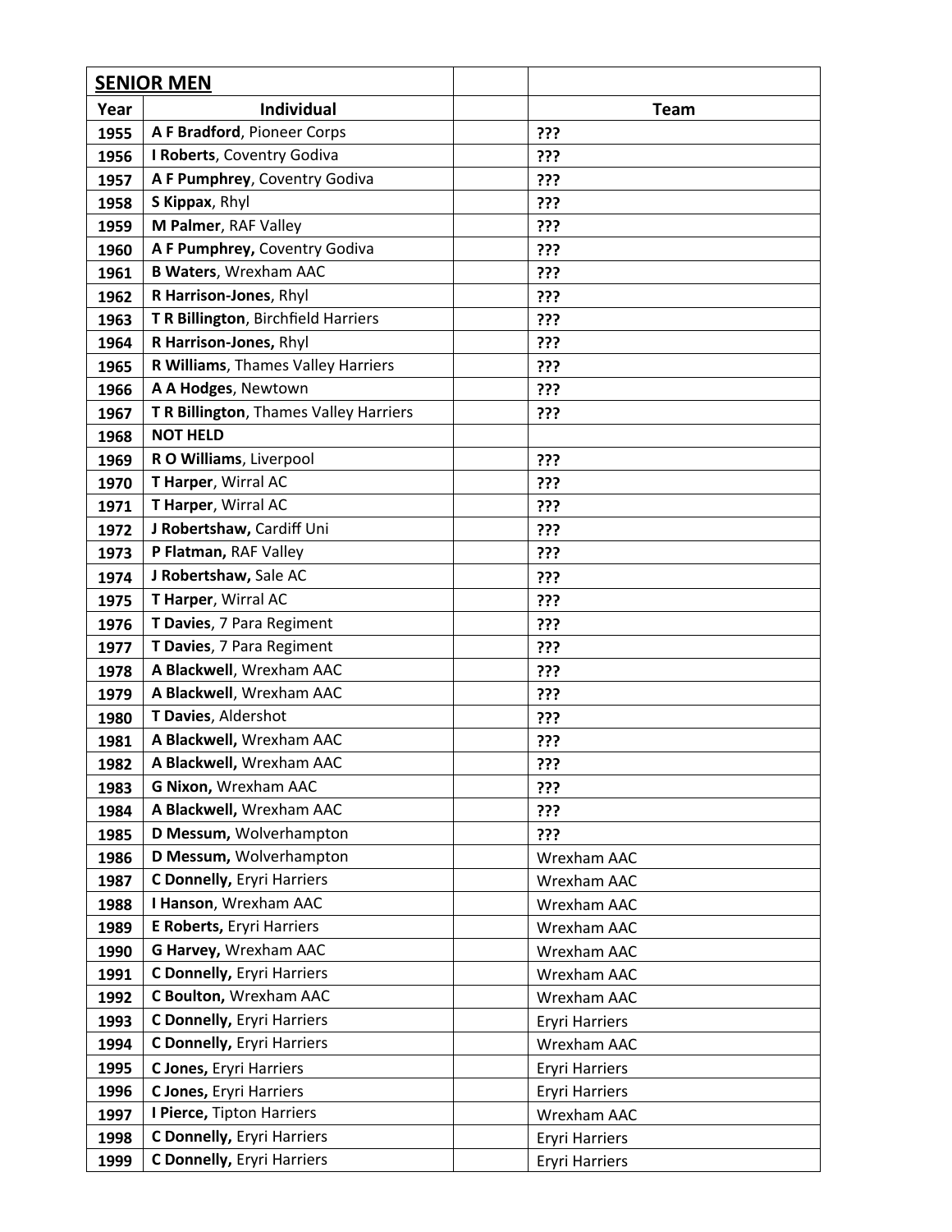| SENIOR MEN | | | |
|---|---|---|---|
| Year | Individual | | Team |
| 1955 | **A F Bradford**, Pioneer Corps | | ??? |
| 1956 | **I Roberts**, Coventry Godiva | | ??? |
| 1957 | **A F Pumphrey**, Coventry Godiva | | ??? |
| 1958 | **S Kippax**, Rhyl | | ??? |
| 1959 | **M Palmer**, RAF Valley | | ??? |
| 1960 | **A F Pumphrey,** Coventry Godiva | | ??? |
| 1961 | **B Waters**, Wrexham AAC | | ??? |
| 1962 | **R Harrison-Jones**, Rhyl | | ??? |
| 1963 | **T R Billington**, Birchfield Harriers | | ??? |
| 1964 | **R Harrison-Jones,** Rhyl | | ??? |
| 1965 | **R Williams**, Thames Valley Harriers | | ??? |
| 1966 | **A A Hodges**, Newtown | | ??? |
| 1967 | **T R Billington**, Thames Valley Harriers | | ??? |
| 1968 | **NOT HELD** | | |
| 1969 | **R O Williams**, Liverpool | | ??? |
| 1970 | **T Harper**, Wirral AC | | ??? |
| 1971 | **T Harper**, Wirral AC | | ??? |
| 1972 | **J Robertshaw,** Cardiff Uni | | ??? |
| 1973 | **P Flatman,** RAF Valley | | ??? |
| 1974 | **J Robertshaw,** Sale AC | | ??? |
| 1975 | **T Harper**, Wirral AC | | ??? |
| 1976 | **T Davies**, 7 Para Regiment | | ??? |
| 1977 | **T Davies**, 7 Para Regiment | | ??? |
| 1978 | **A Blackwell**, Wrexham AAC | | ??? |
| 1979 | **A Blackwell**, Wrexham AAC | | ??? |
| 1980 | **T Davies**, Aldershot | | ??? |
| 1981 | **A Blackwell,** Wrexham AAC | | ??? |
| 1982 | **A Blackwell,** Wrexham AAC | | ??? |
| 1983 | **G Nixon,** Wrexham AAC | | ??? |
| 1984 | **A Blackwell,** Wrexham AAC | | ??? |
| 1985 | **D Messum,** Wolverhampton | | ??? |
| 1986 | **D Messum,** Wolverhampton | | Wrexham AAC |
| 1987 | **C Donnelly,** Eryri Harriers | | Wrexham AAC |
| 1988 | **I Hanson**, Wrexham AAC | | Wrexham AAC |
| 1989 | **E Roberts,** Eryri Harriers | | Wrexham AAC |
| 1990 | **G Harvey,** Wrexham AAC | | Wrexham AAC |
| 1991 | **C Donnelly,** Eryri Harriers | | Wrexham AAC |
| 1992 | **C Boulton,** Wrexham AAC | | Wrexham AAC |
| 1993 | **C Donnelly,** Eryri Harriers | | Eryri Harriers |
| 1994 | **C Donnelly,** Eryri Harriers | | Wrexham AAC |
| 1995 | **C Jones,** Eryri Harriers | | Eryri Harriers |
| 1996 | **C Jones,** Eryri Harriers | | Eryri Harriers |
| 1997 | **I Pierce,** Tipton Harriers | | Wrexham AAC |
| 1998 | **C Donnelly,** Eryri Harriers | | Eryri Harriers |
| 1999 | **C Donnelly,** Eryri Harriers | | Eryri Harriers |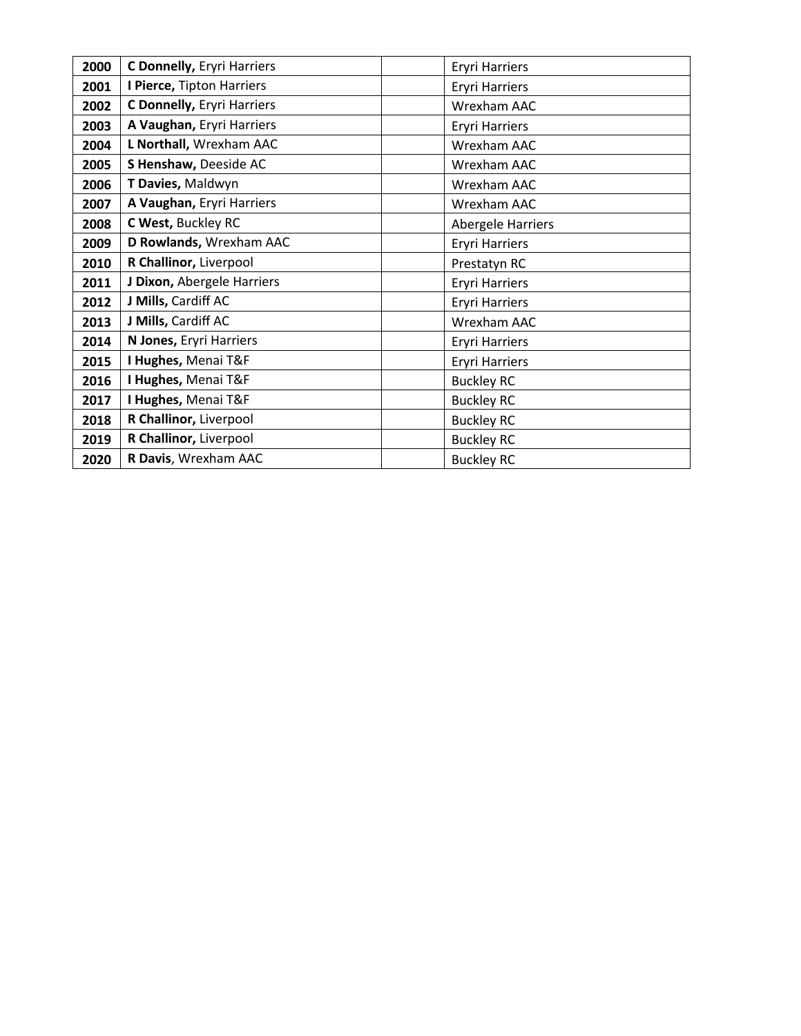| | | | |
|---|---|---|---|
| **2000** | **C Donnelly,** Eryri Harriers | | Eryri Harriers |
| **2001** | **I Pierce,** Tipton Harriers | | Eryri Harriers |
| **2002** | **C Donnelly,** Eryri Harriers | | Wrexham AAC |
| **2003** | **A Vaughan,** Eryri Harriers | | Eryri Harriers |
| **2004** | **L Northall,** Wrexham AAC | | Wrexham AAC |
| **2005** | **S Henshaw,** Deeside AC | | Wrexham AAC |
| **2006** | **T Davies,** Maldwyn | | Wrexham AAC |
| **2007** | **A Vaughan,** Eryri Harriers | | Wrexham AAC |
| **2008** | **C West,** Buckley RC | | Abergele Harriers |
| **2009** | **D Rowlands,** Wrexham AAC | | Eryri Harriers |
| **2010** | **R Challinor,** Liverpool | | Prestatyn RC |
| **2011** | **J Dixon,** Abergele Harriers | | Eryri Harriers |
| **2012** | **J Mills,** Cardiff AC | | Eryri Harriers |
| **2013** | **J Mills,** Cardiff AC | | Wrexham AAC |
| **2014** | **N Jones,** Eryri Harriers | | Eryri Harriers |
| **2015** | **I Hughes,** Menai T&F | | Eryri Harriers |
| **2016** | **I Hughes,** Menai T&F | | Buckley RC |
| **2017** | **I Hughes,** Menai T&F | | Buckley RC |
| **2018** | **R Challinor,** Liverpool | | Buckley RC |
| **2019** | **R Challinor,** Liverpool | | Buckley RC |
| **2020** | **R Davis**, Wrexham AAC | | Buckley RC |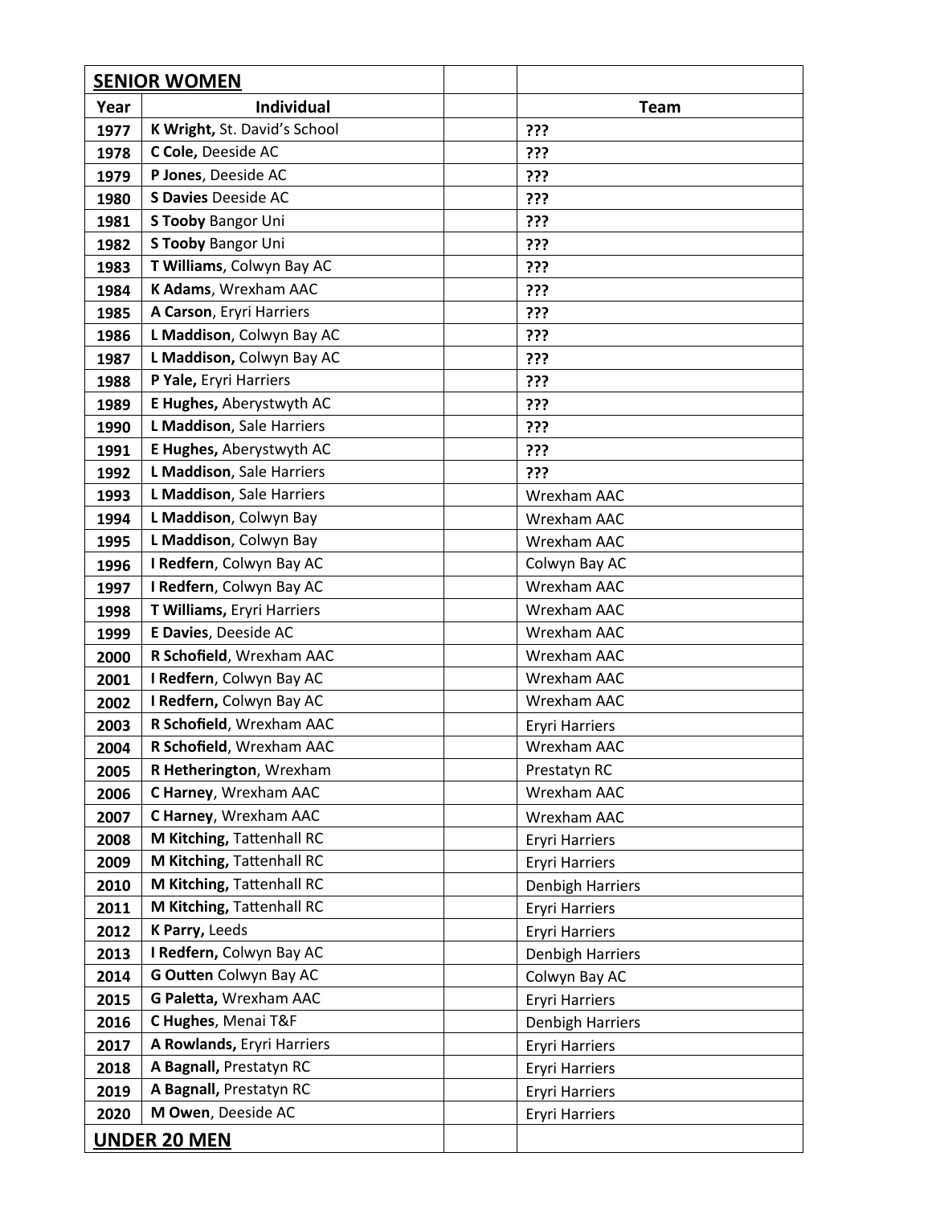| **SENIOR WOMEN** | | | |
|---|---|---|---|
| **Year** | **Individual** | | **Team** |
| **1977** | **K Wright,** St. David's School | | **???** |
| **1978** | **C Cole,** Deeside AC | | **???** |
| **1979** | **P Jones**, Deeside AC | | **???** |
| **1980** | **S Davies** Deeside AC | | **???** |
| **1981** | **S Tooby** Bangor Uni | | **???** |
| **1982** | **S Tooby** Bangor Uni | | **???** |
| **1983** | **T Williams**, Colwyn Bay AC | | **???** |
| **1984** | **K Adams**, Wrexham AAC | | **???** |
| **1985** | **A Carson**, Eryri Harriers | | **???** |
| **1986** | **L Maddison**, Colwyn Bay AC | | **???** |
| **1987** | **L Maddison,** Colwyn Bay AC | | **???** |
| **1988** | **P Yale,** Eryri Harriers | | **???** |
| **1989** | **E Hughes,** Aberystwyth AC | | **???** |
| **1990** | **L Maddison**, Sale Harriers | | **???** |
| **1991** | **E Hughes,** Aberystwyth AC | | **???** |
| **1992** | **L Maddison**, Sale Harriers | | **???** |
| **1993** | **L Maddison**, Sale Harriers | | Wrexham AAC |
| **1994** | **L Maddison**, Colwyn Bay | | Wrexham AAC |
| **1995** | **L Maddison**, Colwyn Bay | | Wrexham AAC |
| **1996** | **I Redfern**, Colwyn Bay AC | | Colwyn Bay AC |
| **1997** | **I Redfern**, Colwyn Bay AC | | Wrexham AAC |
| **1998** | **T Williams,** Eryri Harriers | | Wrexham AAC |
| **1999** | **E Davies**, Deeside AC | | Wrexham AAC |
| **2000** | **R Schofield**, Wrexham AAC | | Wrexham AAC |
| **2001** | **I Redfern**, Colwyn Bay AC | | Wrexham AAC |
| **2002** | **I Redfern,** Colwyn Bay AC | | Wrexham AAC |
| **2003** | **R Schofield**, Wrexham AAC | | Eryri Harriers |
| **2004** | **R Schofield**, Wrexham AAC | | Wrexham AAC |
| **2005** | **R Hetherington**, Wrexham | | Prestatyn RC |
| **2006** | **C Harney**, Wrexham AAC | | Wrexham AAC |
| **2007** | **C Harney**, Wrexham AAC | | Wrexham AAC |
| **2008** | **M Kitching,** Tattenhall RC | | Eryri Harriers |
| **2009** | **M Kitching,** Tattenhall RC | | Eryri Harriers |
| **2010** | **M Kitching,** Tattenhall RC | | Denbigh Harriers |
| **2011** | **M Kitching,** Tattenhall RC | | Eryri Harriers |
| **2012** | **K Parry,** Leeds | | Eryri Harriers |
| **2013** | **I Redfern,** Colwyn Bay AC | | Denbigh Harriers |
| **2014** | **G Outten** Colwyn Bay AC | | Colwyn Bay AC |
| **2015** | **G Paletta,** Wrexham AAC | | Eryri Harriers |
| **2016** | **C Hughes**, Menai T&F | | Denbigh Harriers |
| **2017** | **A Rowlands,** Eryri Harriers | | Eryri Harriers |
| **2018** | **A Bagnall,** Prestatyn RC | | Eryri Harriers |
| **2019** | **A Bagnall,** Prestatyn RC | | Eryri Harriers |
| **2020** | **M Owen**, Deeside AC | | Eryri Harriers |
| **UNDER 20 MEN** | | | |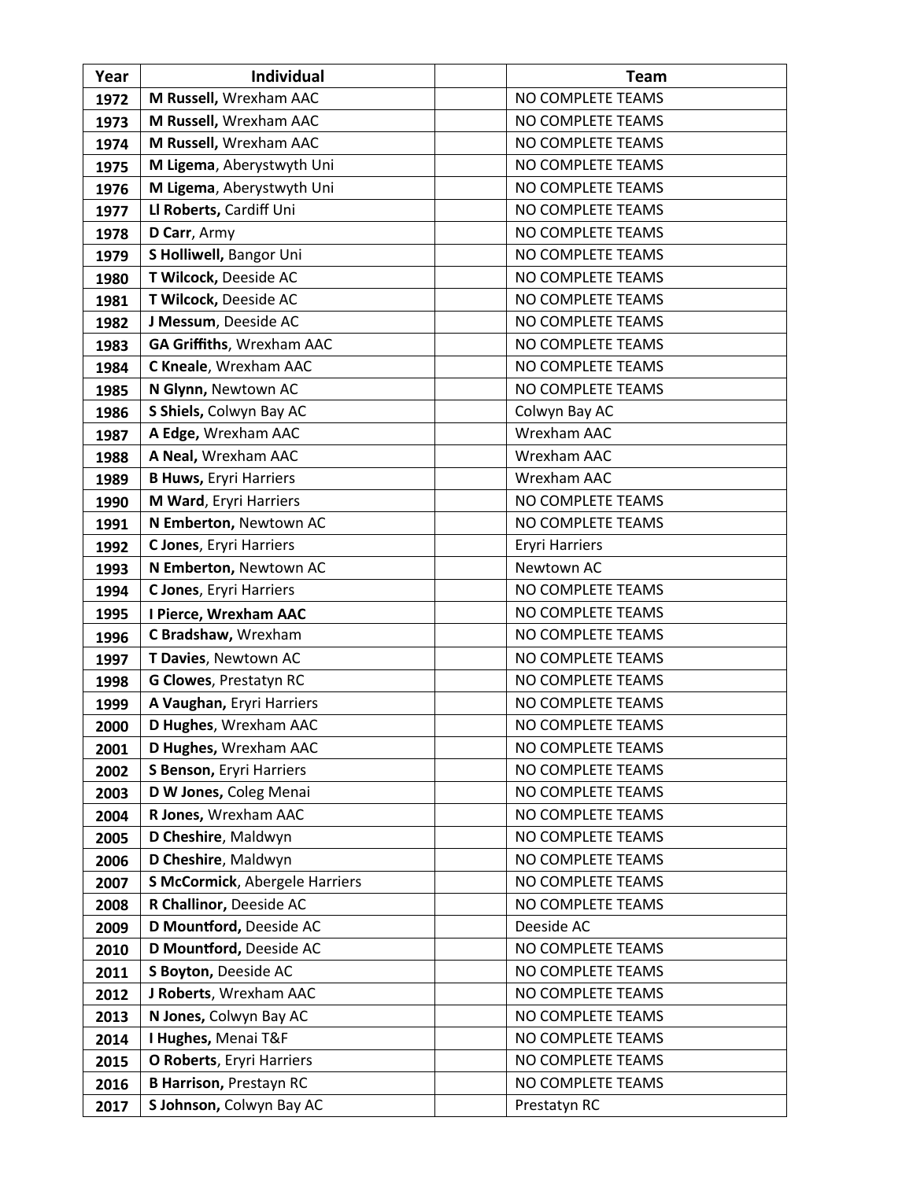| Year | Individual | | Team |
|---|---|---|---|
| 1972 | **M Russell,** Wrexham AAC | | NO COMPLETE TEAMS |
| 1973 | **M Russell,** Wrexham AAC | | NO COMPLETE TEAMS |
| 1974 | **M Russell,** Wrexham AAC | | NO COMPLETE TEAMS |
| 1975 | **M Ligema**, Aberystwyth Uni | | NO COMPLETE TEAMS |
| 1976 | **M Ligema**, Aberystwyth Uni | | NO COMPLETE TEAMS |
| 1977 | **Ll Roberts,** Cardiff Uni | | NO COMPLETE TEAMS |
| 1978 | **D Carr**, Army | | NO COMPLETE TEAMS |
| 1979 | **S Holliwell,** Bangor Uni | | NO COMPLETE TEAMS |
| 1980 | **T Wilcock,** Deeside AC | | NO COMPLETE TEAMS |
| 1981 | **T Wilcock,** Deeside AC | | NO COMPLETE TEAMS |
| 1982 | **J Messum**, Deeside AC | | NO COMPLETE TEAMS |
| 1983 | **GA Griffiths**, Wrexham AAC | | NO COMPLETE TEAMS |
| 1984 | **C Kneale**, Wrexham AAC | | NO COMPLETE TEAMS |
| 1985 | **N Glynn,** Newtown AC | | NO COMPLETE TEAMS |
| 1986 | **S Shiels,** Colwyn Bay AC | | Colwyn Bay AC |
| 1987 | **A Edge,** Wrexham AAC | | Wrexham AAC |
| 1988 | **A Neal,** Wrexham AAC | | Wrexham AAC |
| 1989 | **B Huws,** Eryri Harriers | | Wrexham AAC |
| 1990 | **M Ward**, Eryri Harriers | | NO COMPLETE TEAMS |
| 1991 | **N Emberton,** Newtown AC | | NO COMPLETE TEAMS |
| 1992 | **C Jones**, Eryri Harriers | | Eryri Harriers |
| 1993 | **N Emberton,** Newtown AC | | Newtown AC |
| 1994 | **C Jones**, Eryri Harriers | | NO COMPLETE TEAMS |
| 1995 | **I Pierce, Wrexham AAC** | | NO COMPLETE TEAMS |
| 1996 | **C Bradshaw,** Wrexham | | NO COMPLETE TEAMS |
| 1997 | **T Davies**, Newtown AC | | NO COMPLETE TEAMS |
| 1998 | **G Clowes**, Prestatyn RC | | NO COMPLETE TEAMS |
| 1999 | **A Vaughan,** Eryri Harriers | | NO COMPLETE TEAMS |
| 2000 | **D Hughes**, Wrexham AAC | | NO COMPLETE TEAMS |
| 2001 | **D Hughes,** Wrexham AAC | | NO COMPLETE TEAMS |
| 2002 | **S Benson,** Eryri Harriers | | NO COMPLETE TEAMS |
| 2003 | **D W Jones,** Coleg Menai | | NO COMPLETE TEAMS |
| 2004 | **R Jones,** Wrexham AAC | | NO COMPLETE TEAMS |
| 2005 | **D Cheshire**, Maldwyn | | NO COMPLETE TEAMS |
| 2006 | **D Cheshire**, Maldwyn | | NO COMPLETE TEAMS |
| 2007 | **S McCormick**, Abergele Harriers | | NO COMPLETE TEAMS |
| 2008 | **R Challinor,** Deeside AC | | NO COMPLETE TEAMS |
| 2009 | **D Mountford,** Deeside AC | | Deeside AC |
| 2010 | **D Mountford,** Deeside AC | | NO COMPLETE TEAMS |
| 2011 | **S Boyton,** Deeside AC | | NO COMPLETE TEAMS |
| 2012 | **J Roberts**, Wrexham AAC | | NO COMPLETE TEAMS |
| 2013 | **N Jones,** Colwyn Bay AC | | NO COMPLETE TEAMS |
| 2014 | **I Hughes,** Menai T&F | | NO COMPLETE TEAMS |
| 2015 | **O Roberts**, Eryri Harriers | | NO COMPLETE TEAMS |
| 2016 | **B Harrison,** Prestayn RC | | NO COMPLETE TEAMS |
| 2017 | **S Johnson,** Colwyn Bay AC | | Prestatyn RC |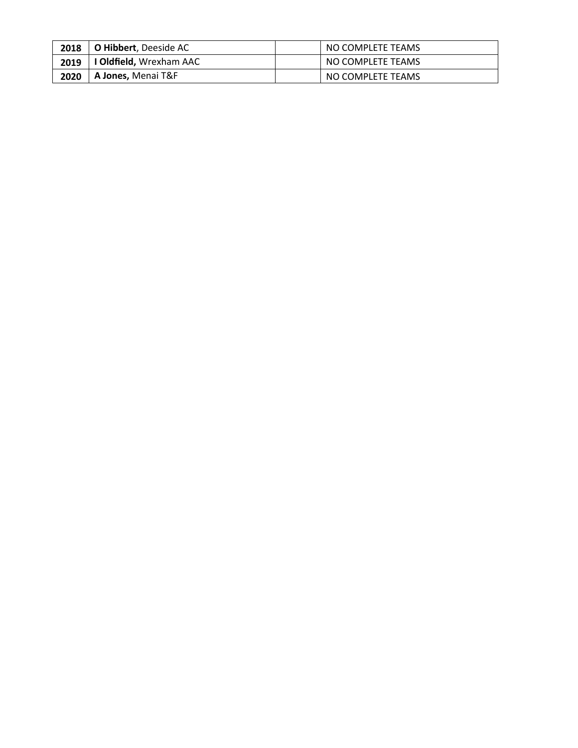| **2018** | **O Hibbert**, Deeside AC | | NO COMPLETE TEAMS |
|---|---|---|---|
| **2019** | **I Oldfield,** Wrexham AAC | | NO COMPLETE TEAMS |
| **2020** | **A Jones,** Menai T&F | | NO COMPLETE TEAMS |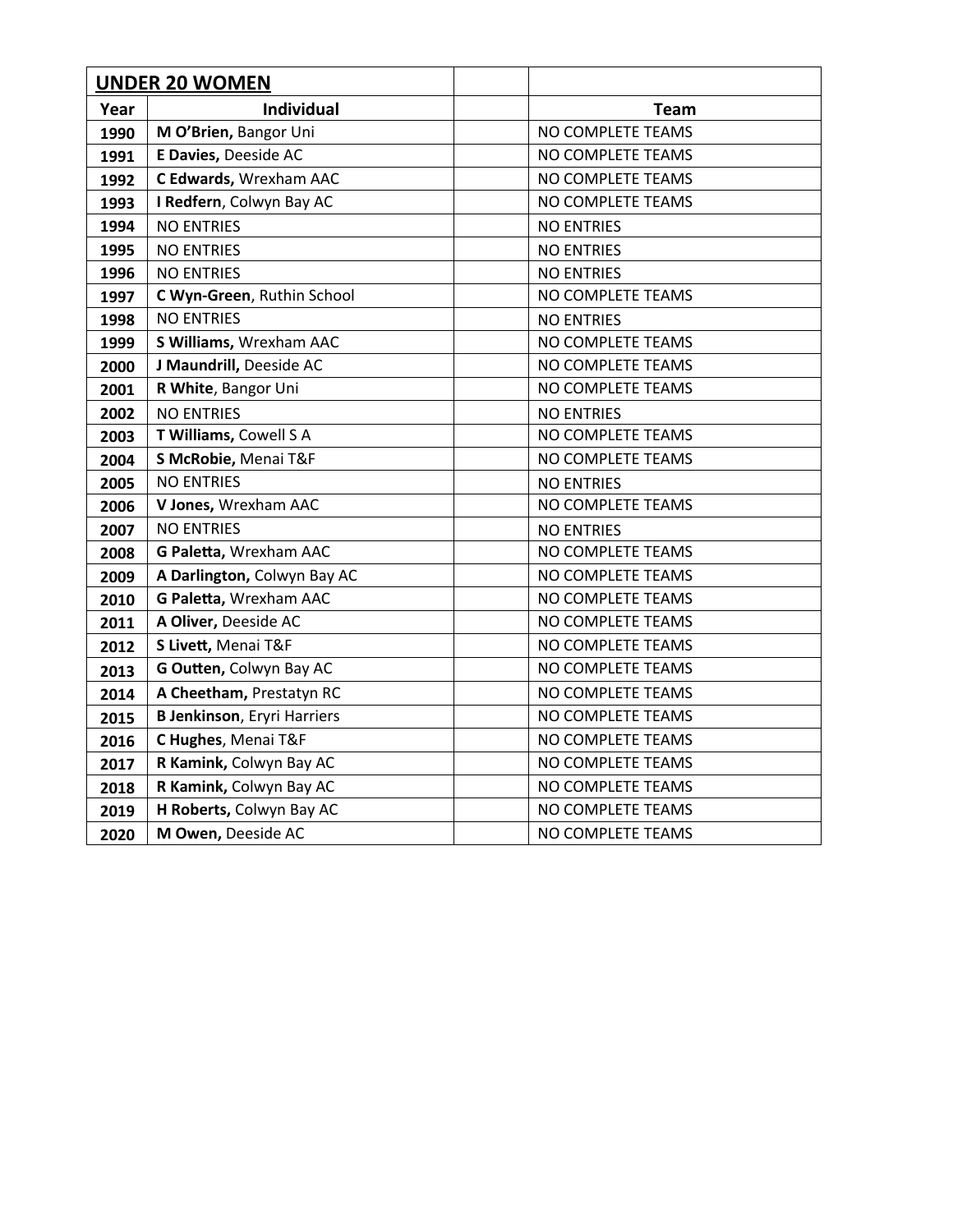| **UNDER 20 WOMEN** | | | |
|---|---|---|---|
| **Year** | **Individual** | | **Team** |
| **1990** | **M O'Brien,** Bangor Uni | | NO COMPLETE TEAMS |
| **1991** | **E Davies,** Deeside AC | | NO COMPLETE TEAMS |
| **1992** | **C Edwards,** Wrexham AAC | | NO COMPLETE TEAMS |
| **1993** | **I Redfern**, Colwyn Bay AC | | NO COMPLETE TEAMS |
| **1994** | NO ENTRIES | | NO ENTRIES |
| **1995** | NO ENTRIES | | NO ENTRIES |
| **1996** | NO ENTRIES | | NO ENTRIES |
| **1997** | **C Wyn-Green**, Ruthin School | | NO COMPLETE TEAMS |
| **1998** | NO ENTRIES | | NO ENTRIES |
| **1999** | **S Williams,** Wrexham AAC | | NO COMPLETE TEAMS |
| **2000** | **J Maundrill,** Deeside AC | | NO COMPLETE TEAMS |
| **2001** | **R White**, Bangor Uni | | NO COMPLETE TEAMS |
| **2002** | NO ENTRIES | | NO ENTRIES |
| **2003** | **T Williams,** Cowell S A | | NO COMPLETE TEAMS |
| **2004** | **S McRobie,** Menai T&F | | NO COMPLETE TEAMS |
| **2005** | NO ENTRIES | | NO ENTRIES |
| **2006** | **V Jones,** Wrexham AAC | | NO COMPLETE TEAMS |
| **2007** | NO ENTRIES | | NO ENTRIES |
| **2008** | **G Paletta,** Wrexham AAC | | NO COMPLETE TEAMS |
| **2009** | **A Darlington,** Colwyn Bay AC | | NO COMPLETE TEAMS |
| **2010** | **G Paletta,** Wrexham AAC | | NO COMPLETE TEAMS |
| **2011** | **A Oliver,** Deeside AC | | NO COMPLETE TEAMS |
| **2012** | **S Livett,** Menai T&F | | NO COMPLETE TEAMS |
| **2013** | **G Outten,** Colwyn Bay AC | | NO COMPLETE TEAMS |
| **2014** | **A Cheetham,** Prestatyn RC | | NO COMPLETE TEAMS |
| **2015** | **B Jenkinson**, Eryri Harriers | | NO COMPLETE TEAMS |
| **2016** | **C Hughes**, Menai T&F | | NO COMPLETE TEAMS |
| **2017** | **R Kamink,** Colwyn Bay AC | | NO COMPLETE TEAMS |
| **2018** | **R Kamink,** Colwyn Bay AC | | NO COMPLETE TEAMS |
| **2019** | **H Roberts,** Colwyn Bay AC | | NO COMPLETE TEAMS |
| **2020** | **M Owen,** Deeside AC | | NO COMPLETE TEAMS |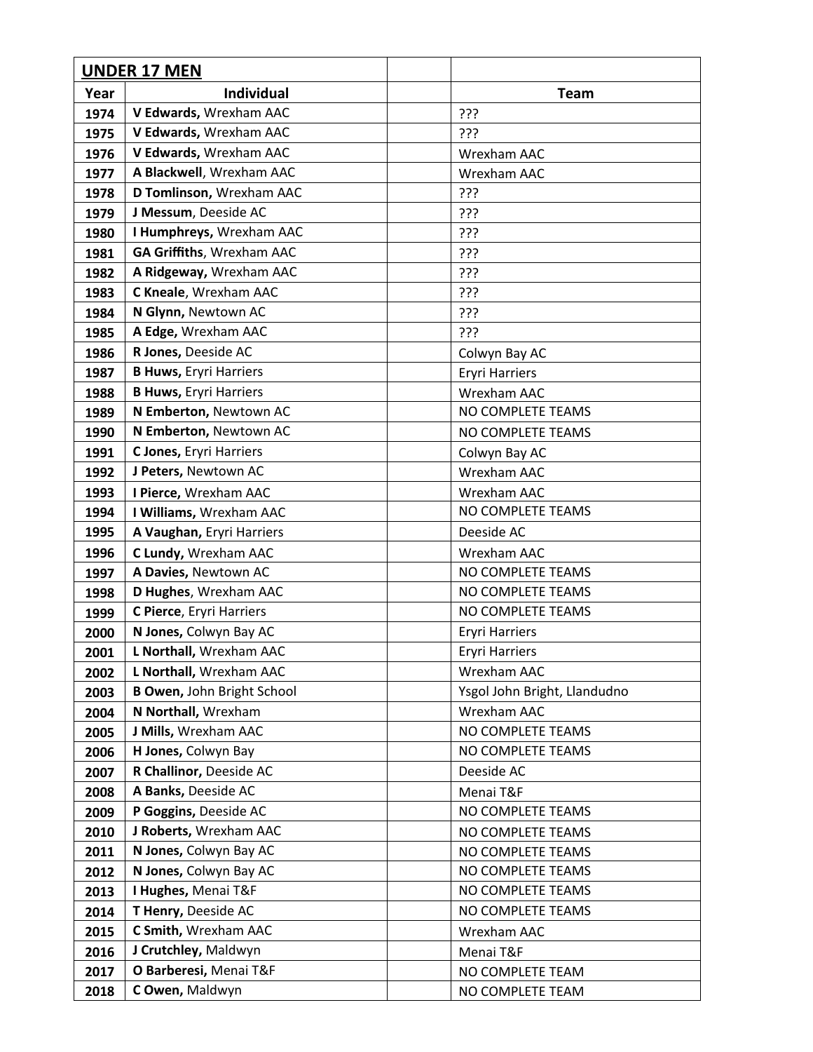| UNDER 17 MEN | | | |
|---|---|---|---|
| **Year** | **Individual** | | **Team** |
| **1974** | **V Edwards,** Wrexham AAC | | ??? |
| **1975** | **V Edwards,** Wrexham AAC | | ??? |
| **1976** | **V Edwards,** Wrexham AAC | | Wrexham AAC |
| **1977** | **A Blackwell**, Wrexham AAC | | Wrexham AAC |
| **1978** | **D Tomlinson,** Wrexham AAC | | ??? |
| **1979** | **J Messum**, Deeside AC | | ??? |
| **1980** | **I Humphreys,** Wrexham AAC | | ??? |
| **1981** | **GA Griffiths**, Wrexham AAC | | ??? |
| **1982** | **A Ridgeway,** Wrexham AAC | | ??? |
| **1983** | **C Kneale**, Wrexham AAC | | ??? |
| **1984** | **N Glynn,** Newtown AC | | ??? |
| **1985** | **A Edge,** Wrexham AAC | | ??? |
| **1986** | **R Jones,** Deeside AC | | Colwyn Bay AC |
| **1987** | **B Huws,** Eryri Harriers | | Eryri Harriers |
| **1988** | **B Huws,** Eryri Harriers | | Wrexham AAC |
| **1989** | **N Emberton,** Newtown AC | | NO COMPLETE TEAMS |
| **1990** | **N Emberton,** Newtown AC | | NO COMPLETE TEAMS |
| **1991** | **C Jones,** Eryri Harriers | | Colwyn Bay AC |
| **1992** | **J Peters,** Newtown AC | | Wrexham AAC |
| **1993** | **I Pierce,** Wrexham AAC | | Wrexham AAC |
| **1994** | **I Williams,** Wrexham AAC | | NO COMPLETE TEAMS |
| **1995** | **A Vaughan,** Eryri Harriers | | Deeside AC |
| **1996** | **C Lundy,** Wrexham AAC | | Wrexham AAC |
| **1997** | **A Davies,** Newtown AC | | NO COMPLETE TEAMS |
| **1998** | **D Hughes**, Wrexham AAC | | NO COMPLETE TEAMS |
| **1999** | **C Pierce**, Eryri Harriers | | NO COMPLETE TEAMS |
| **2000** | **N Jones,** Colwyn Bay AC | | Eryri Harriers |
| **2001** | **L Northall,** Wrexham AAC | | Eryri Harriers |
| **2002** | **L Northall,** Wrexham AAC | | Wrexham AAC |
| **2003** | **B Owen,** John Bright School | | Ysgol John Bright, Llandudno |
| **2004** | **N Northall,** Wrexham | | Wrexham AAC |
| **2005** | **J Mills,** Wrexham AAC | | NO COMPLETE TEAMS |
| **2006** | **H Jones,** Colwyn Bay | | NO COMPLETE TEAMS |
| **2007** | **R Challinor,** Deeside AC | | Deeside AC |
| **2008** | **A Banks,** Deeside AC | | Menai T&F |
| **2009** | **P Goggins,** Deeside AC | | NO COMPLETE TEAMS |
| **2010** | **J Roberts,** Wrexham AAC | | NO COMPLETE TEAMS |
| **2011** | **N Jones,** Colwyn Bay AC | | NO COMPLETE TEAMS |
| **2012** | **N Jones,** Colwyn Bay AC | | NO COMPLETE TEAMS |
| **2013** | **I Hughes,** Menai T&F | | NO COMPLETE TEAMS |
| **2014** | **T Henry,** Deeside AC | | NO COMPLETE TEAMS |
| **2015** | **C Smith,** Wrexham AAC | | Wrexham AAC |
| **2016** | **J Crutchley,** Maldwyn | | Menai T&F |
| **2017** | **O Barberesi,** Menai T&F | | NO COMPLETE TEAM |
| **2018** | **C Owen,** Maldwyn | | NO COMPLETE TEAM |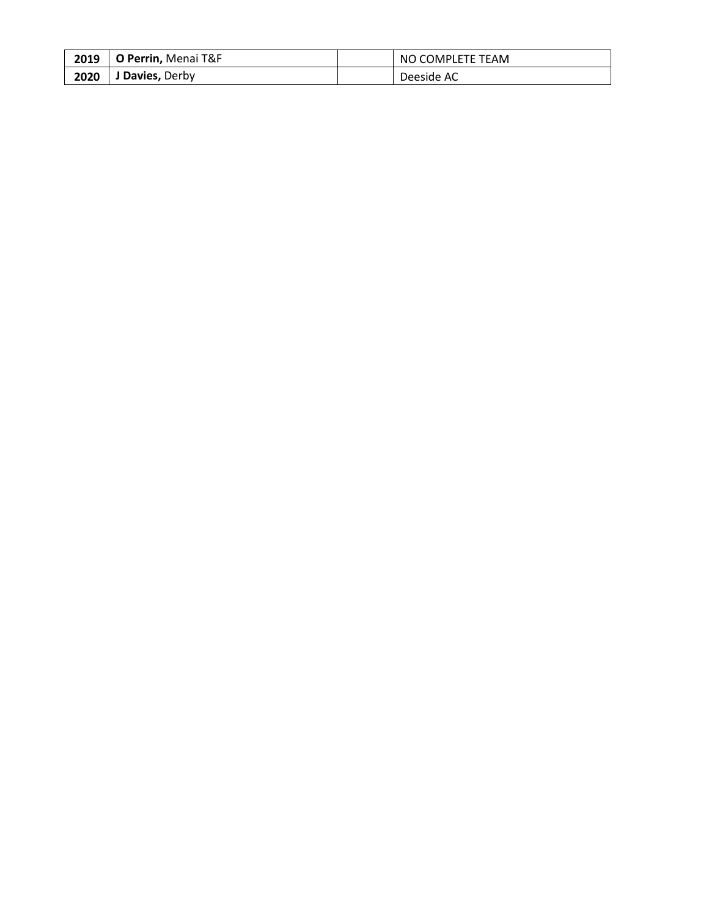| | | | |
|---|---|---|---|
| **2019** | **O Perrin,** Menai T&F | | NO COMPLETE TEAM |
| **2020** | **J Davies,** Derby | | Deeside AC |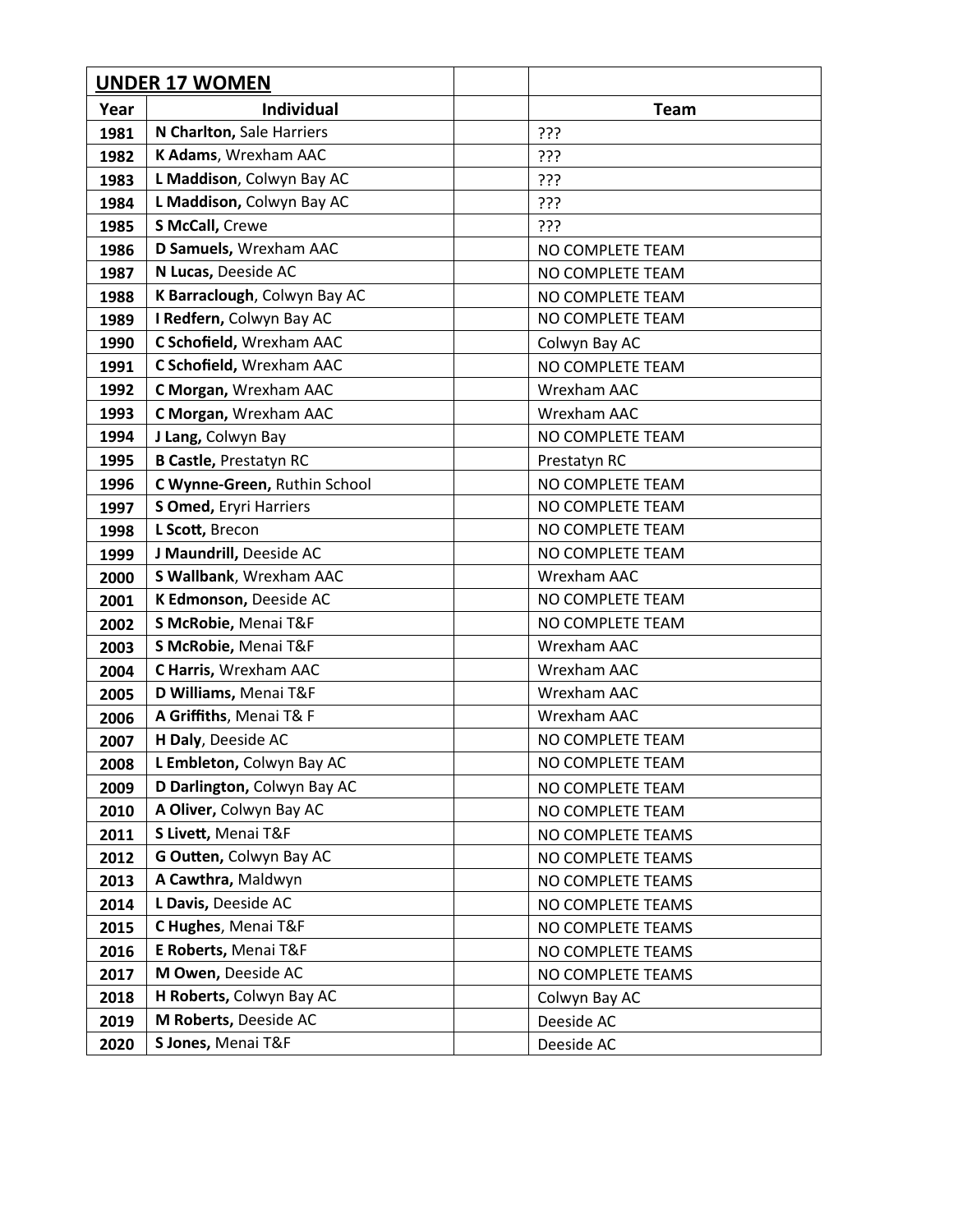| UNDER 17 WOMEN | | | |
|---|---|---|---|
| Year | Individual | | Team |
| 1981 | **N Charlton,** Sale Harriers | | ??? |
| 1982 | **K Adams**, Wrexham AAC | | ??? |
| 1983 | **L Maddison**, Colwyn Bay AC | | ??? |
| 1984 | **L Maddison,** Colwyn Bay AC | | ??? |
| 1985 | **S McCall,** Crewe | | ??? |
| 1986 | **D Samuels,** Wrexham AAC | | NO COMPLETE TEAM |
| 1987 | **N Lucas,** Deeside AC | | NO COMPLETE TEAM |
| 1988 | **K Barraclough**, Colwyn Bay AC | | NO COMPLETE TEAM |
| 1989 | **I Redfern,** Colwyn Bay AC | | NO COMPLETE TEAM |
| 1990 | **C Schofield,** Wrexham AAC | | Colwyn Bay AC |
| 1991 | **C Schofield,** Wrexham AAC | | NO COMPLETE TEAM |
| 1992 | **C Morgan,** Wrexham AAC | | Wrexham AAC |
| 1993 | **C Morgan,** Wrexham AAC | | Wrexham AAC |
| 1994 | **J Lang,** Colwyn Bay | | NO COMPLETE TEAM |
| 1995 | **B Castle,** Prestatyn RC | | Prestatyn RC |
| 1996 | **C Wynne-Green,** Ruthin School | | NO COMPLETE TEAM |
| 1997 | **S Omed,** Eryri Harriers | | NO COMPLETE TEAM |
| 1998 | **L Scott,** Brecon | | NO COMPLETE TEAM |
| 1999 | **J Maundrill,** Deeside AC | | NO COMPLETE TEAM |
| 2000 | **S Wallbank**, Wrexham AAC | | Wrexham AAC |
| 2001 | **K Edmonson,** Deeside AC | | NO COMPLETE TEAM |
| 2002 | **S McRobie,** Menai T&F | | NO COMPLETE TEAM |
| 2003 | **S McRobie,** Menai T&F | | Wrexham AAC |
| 2004 | **C Harris,** Wrexham AAC | | Wrexham AAC |
| 2005 | **D Williams,** Menai T&F | | Wrexham AAC |
| 2006 | **A Griffiths**, Menai T& F | | Wrexham AAC |
| 2007 | **H Daly**, Deeside AC | | NO COMPLETE TEAM |
| 2008 | **L Embleton,** Colwyn Bay AC | | NO COMPLETE TEAM |
| 2009 | **D Darlington,** Colwyn Bay AC | | NO COMPLETE TEAM |
| 2010 | **A Oliver,** Colwyn Bay AC | | NO COMPLETE TEAM |
| 2011 | **S Livett,** Menai T&F | | NO COMPLETE TEAMS |
| 2012 | **G Outten,** Colwyn Bay AC | | NO COMPLETE TEAMS |
| 2013 | **A Cawthra,** Maldwyn | | NO COMPLETE TEAMS |
| 2014 | **L Davis,** Deeside AC | | NO COMPLETE TEAMS |
| 2015 | **C Hughes**, Menai T&F | | NO COMPLETE TEAMS |
| 2016 | **E Roberts,** Menai T&F | | NO COMPLETE TEAMS |
| 2017 | **M Owen,** Deeside AC | | NO COMPLETE TEAMS |
| 2018 | **H Roberts,** Colwyn Bay AC | | Colwyn Bay AC |
| 2019 | **M Roberts,** Deeside AC | | Deeside AC |
| 2020 | **S Jones,** Menai T&F | | Deeside AC |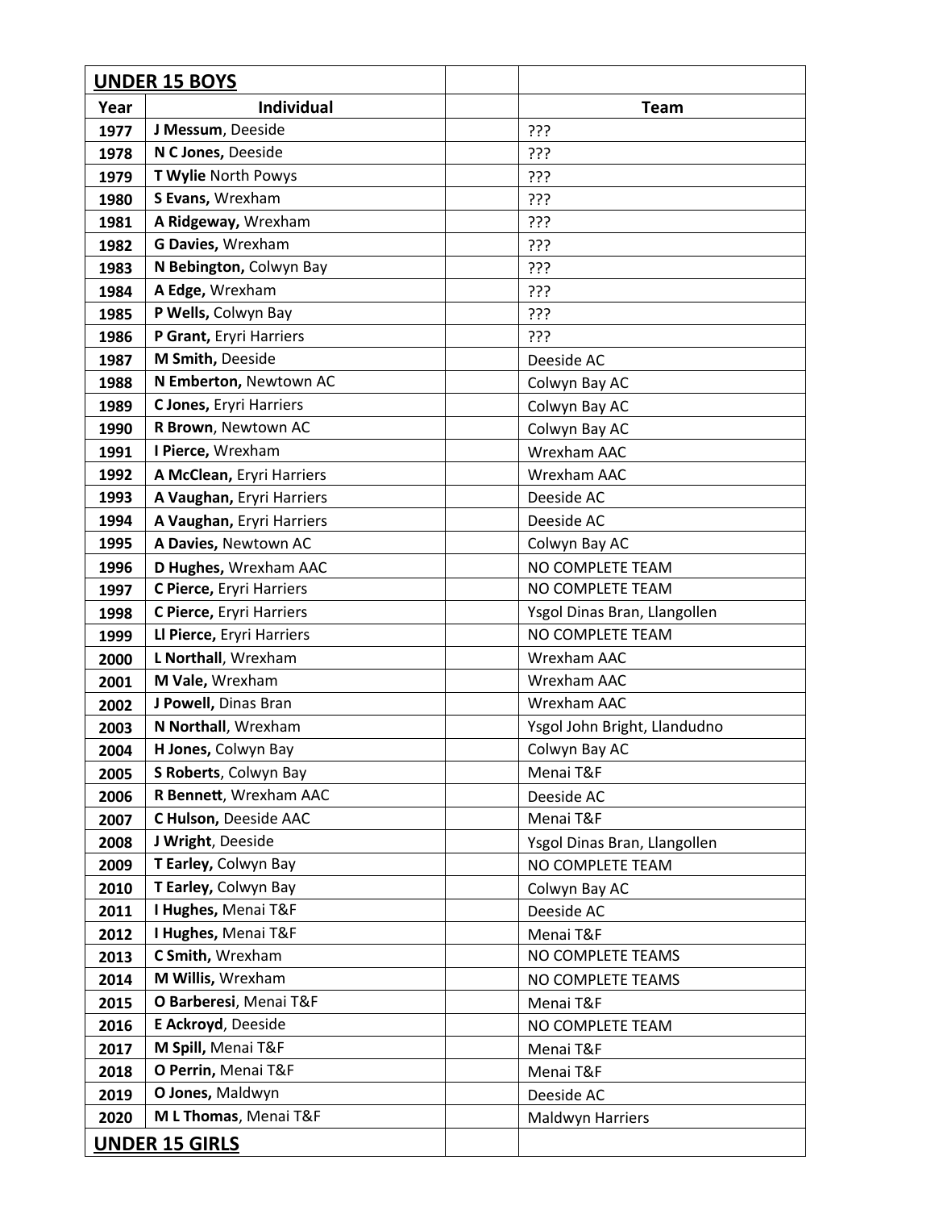| **UNDER 15 BOYS** | | | |
|---|---|---|---|
| **Year** | **Individual** | | **Team** |
| **1977** | **J Messum**, Deeside | | ??? |
| **1978** | **N C Jones,** Deeside | | ??? |
| **1979** | **T Wylie** North Powys | | ??? |
| **1980** | **S Evans,** Wrexham | | ??? |
| **1981** | **A Ridgeway,** Wrexham | | ??? |
| **1982** | **G Davies,** Wrexham | | ??? |
| **1983** | **N Bebington,** Colwyn Bay | | ??? |
| **1984** | **A Edge,** Wrexham | | ??? |
| **1985** | **P Wells,** Colwyn Bay | | ??? |
| **1986** | **P Grant,** Eryri Harriers | | ??? |
| **1987** | **M Smith,** Deeside | | Deeside AC |
| **1988** | **N Emberton,** Newtown AC | | Colwyn Bay AC |
| **1989** | **C Jones,** Eryri Harriers | | Colwyn Bay AC |
| **1990** | **R Brown**, Newtown AC | | Colwyn Bay AC |
| **1991** | **I Pierce,** Wrexham | | Wrexham AAC |
| **1992** | **A McClean,** Eryri Harriers | | Wrexham AAC |
| **1993** | **A Vaughan,** Eryri Harriers | | Deeside AC |
| **1994** | **A Vaughan,** Eryri Harriers | | Deeside AC |
| **1995** | **A Davies,** Newtown AC | | Colwyn Bay AC |
| **1996** | **D Hughes,** Wrexham AAC | | NO COMPLETE TEAM |
| **1997** | **C Pierce,** Eryri Harriers | | NO COMPLETE TEAM |
| **1998** | **C Pierce,** Eryri Harriers | | Ysgol Dinas Bran, Llangollen |
| **1999** | **Ll Pierce,** Eryri Harriers | | NO COMPLETE TEAM |
| **2000** | **L Northall**, Wrexham | | Wrexham AAC |
| **2001** | **M Vale,** Wrexham | | Wrexham AAC |
| **2002** | **J Powell,** Dinas Bran | | Wrexham AAC |
| **2003** | **N Northall**, Wrexham | | Ysgol John Bright, Llandudno |
| **2004** | **H Jones,** Colwyn Bay | | Colwyn Bay AC |
| **2005** | **S Roberts**, Colwyn Bay | | Menai T&F |
| **2006** | **R Bennett**, Wrexham AAC | | Deeside AC |
| **2007** | **C Hulson,** Deeside AAC | | Menai T&F |
| **2008** | **J Wright**, Deeside | | Ysgol Dinas Bran, Llangollen |
| **2009** | **T Earley,** Colwyn Bay | | NO COMPLETE TEAM |
| **2010** | **T Earley,** Colwyn Bay | | Colwyn Bay AC |
| **2011** | **I Hughes,** Menai T&F | | Deeside AC |
| **2012** | **I Hughes,** Menai T&F | | Menai T&F |
| **2013** | **C Smith,** Wrexham | | NO COMPLETE TEAMS |
| **2014** | **M Willis,** Wrexham | | NO COMPLETE TEAMS |
| **2015** | **O Barberesi**, Menai T&F | | Menai T&F |
| **2016** | **E Ackroyd**, Deeside | | NO COMPLETE TEAM |
| **2017** | **M Spill,** Menai T&F | | Menai T&F |
| **2018** | **O Perrin,** Menai T&F | | Menai T&F |
| **2019** | **O Jones,** Maldwyn | | Deeside AC |
| **2020** | **M L Thomas**, Menai T&F | | Maldwyn Harriers |
| **UNDER 15 GIRLS** | | | |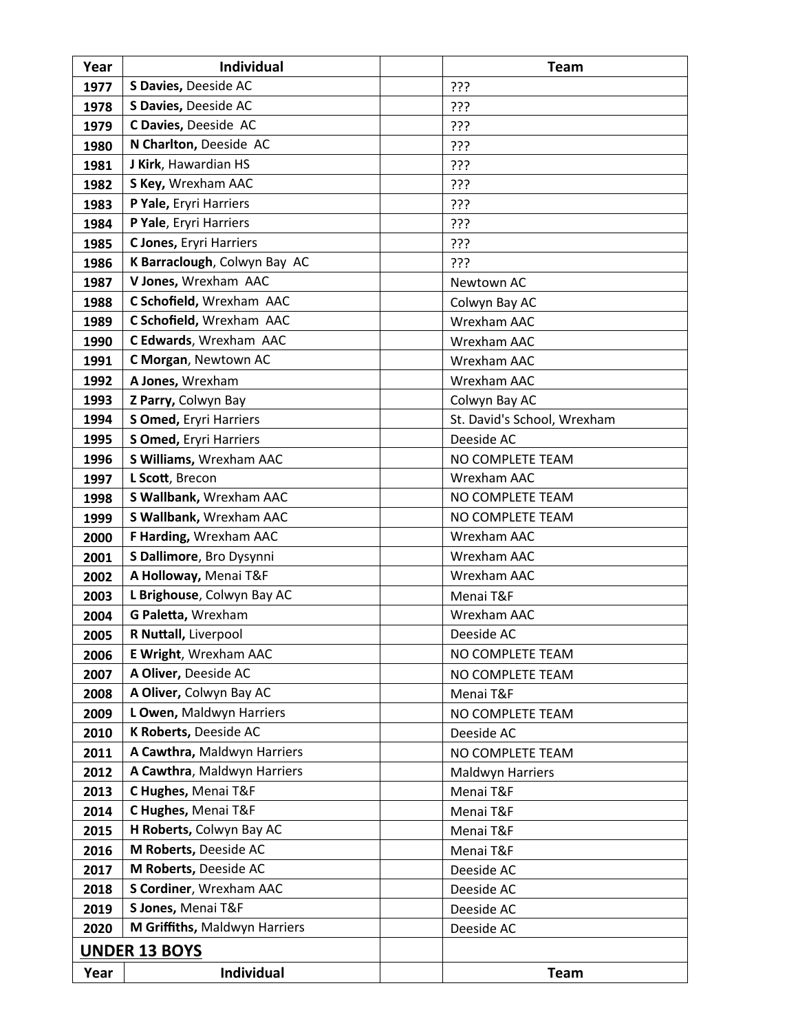| Year | Individual | | Team |
|---|---|---|---|
| 1977 | **S Davies,** Deeside AC | | ??? |
| 1978 | **S Davies,** Deeside AC | | ??? |
| 1979 | **C Davies,** Deeside AC | | ??? |
| 1980 | **N Charlton,** Deeside AC | | ??? |
| 1981 | **J Kirk**, Hawardian HS | | ??? |
| 1982 | **S Key,** Wrexham AAC | | ??? |
| 1983 | **P Yale,** Eryri Harriers | | ??? |
| 1984 | **P Yale**, Eryri Harriers | | ??? |
| 1985 | **C Jones,** Eryri Harriers | | ??? |
| 1986 | **K Barraclough**, Colwyn Bay AC | | ??? |
| 1987 | **V Jones,** Wrexham AAC | | Newtown AC |
| 1988 | **C Schofield,** Wrexham AAC | | Colwyn Bay AC |
| 1989 | **C Schofield,** Wrexham AAC | | Wrexham AAC |
| 1990 | **C Edwards**, Wrexham AAC | | Wrexham AAC |
| 1991 | **C Morgan**, Newtown AC | | Wrexham AAC |
| 1992 | **A Jones,** Wrexham | | Wrexham AAC |
| 1993 | **Z Parry,** Colwyn Bay | | Colwyn Bay AC |
| 1994 | **S Omed,** Eryri Harriers | | St. David's School, Wrexham |
| 1995 | **S Omed,** Eryri Harriers | | Deeside AC |
| 1996 | **S Williams,** Wrexham AAC | | NO COMPLETE TEAM |
| 1997 | **L Scott**, Brecon | | Wrexham AAC |
| 1998 | **S Wallbank,** Wrexham AAC | | NO COMPLETE TEAM |
| 1999 | **S Wallbank,** Wrexham AAC | | NO COMPLETE TEAM |
| 2000 | **F Harding,** Wrexham AAC | | Wrexham AAC |
| 2001 | **S Dallimore**, Bro Dysynni | | Wrexham AAC |
| 2002 | **A Holloway,** Menai T&F | | Wrexham AAC |
| 2003 | **L Brighouse**, Colwyn Bay AC | | Menai T&F |
| 2004 | **G Paletta,** Wrexham | | Wrexham AAC |
| 2005 | **R Nuttall,** Liverpool | | Deeside AC |
| 2006 | **E Wright**, Wrexham AAC | | NO COMPLETE TEAM |
| 2007 | **A Oliver,** Deeside AC | | NO COMPLETE TEAM |
| 2008 | **A Oliver,** Colwyn Bay AC | | Menai T&F |
| 2009 | **L Owen,** Maldwyn Harriers | | NO COMPLETE TEAM |
| 2010 | **K Roberts,** Deeside AC | | Deeside AC |
| 2011 | **A Cawthra,** Maldwyn Harriers | | NO COMPLETE TEAM |
| 2012 | **A Cawthra**, Maldwyn Harriers | | Maldwyn Harriers |
| 2013 | **C Hughes,** Menai T&F | | Menai T&F |
| 2014 | **C Hughes,** Menai T&F | | Menai T&F |
| 2015 | **H Roberts,** Colwyn Bay AC | | Menai T&F |
| 2016 | **M Roberts,** Deeside AC | | Menai T&F |
| 2017 | **M Roberts,** Deeside AC | | Deeside AC |
| 2018 | **S Cordiner**, Wrexham AAC | | Deeside AC |
| 2019 | **S Jones,** Menai T&F | | Deeside AC |
| 2020 | **M Griffiths,** Maldwyn Harriers | | Deeside AC |

## UNDER 13 BOYS

| Year | Individual | | Team |
|---|---|---|---|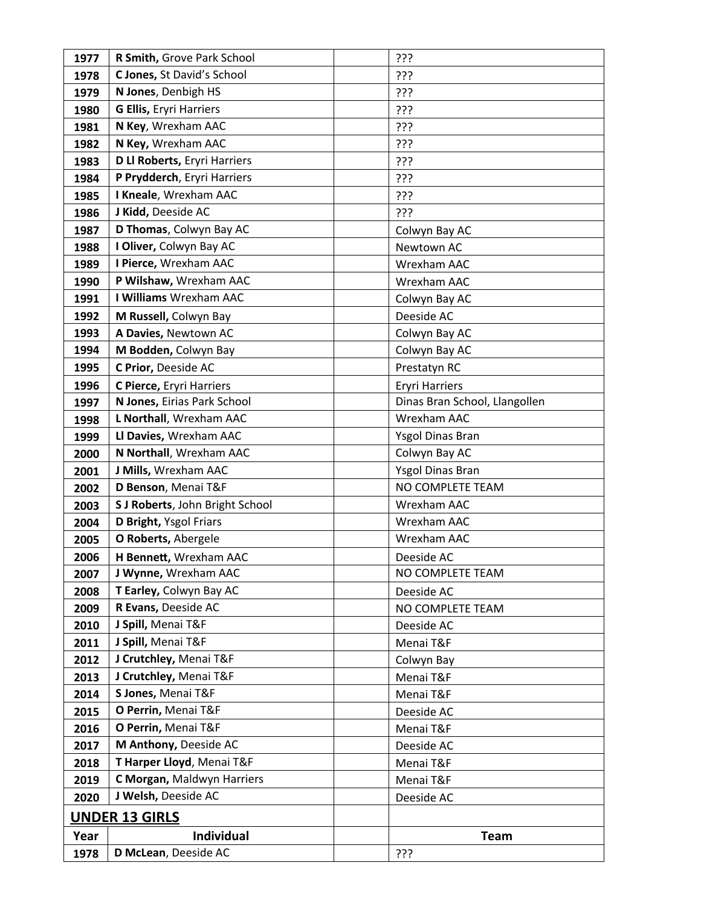| | | | |
|---|---|---|---|
| 1977 | **R Smith,** Grove Park School | | ??? |
| 1978 | **C Jones,** St David's School | | ??? |
| 1979 | **N Jones**, Denbigh HS | | ??? |
| 1980 | **G Ellis,** Eryri Harriers | | ??? |
| 1981 | **N Key**, Wrexham AAC | | ??? |
| 1982 | **N Key,** Wrexham AAC | | ??? |
| 1983 | **D Ll Roberts,** Eryri Harriers | | ??? |
| 1984 | **P Prydderch**, Eryri Harriers | | ??? |
| 1985 | **I Kneale**, Wrexham AAC | | ??? |
| 1986 | **J Kidd,** Deeside AC | | ??? |
| 1987 | **D Thomas**, Colwyn Bay AC | | Colwyn Bay AC |
| 1988 | **I Oliver,** Colwyn Bay AC | | Newtown AC |
| 1989 | **I Pierce,** Wrexham AAC | | Wrexham AAC |
| 1990 | **P Wilshaw,** Wrexham AAC | | Wrexham AAC |
| 1991 | **I Williams** Wrexham AAC | | Colwyn Bay AC |
| 1992 | **M Russell,** Colwyn Bay | | Deeside AC |
| 1993 | **A Davies,** Newtown AC | | Colwyn Bay AC |
| 1994 | **M Bodden,** Colwyn Bay | | Colwyn Bay AC |
| 1995 | **C Prior,** Deeside AC | | Prestatyn RC |
| 1996 | **C Pierce,** Eryri Harriers | | Eryri Harriers |
| 1997 | **N Jones,** Eirias Park School | | Dinas Bran School, Llangollen |
| 1998 | **L Northall**, Wrexham AAC | | Wrexham AAC |
| 1999 | **Ll Davies,** Wrexham AAC | | Ysgol Dinas Bran |
| 2000 | **N Northall**, Wrexham AAC | | Colwyn Bay AC |
| 2001 | **J Mills,** Wrexham AAC | | Ysgol Dinas Bran |
| 2002 | **D Benson**, Menai T&F | | NO COMPLETE TEAM |
| 2003 | **S J Roberts**, John Bright School | | Wrexham AAC |
| 2004 | **D Bright,** Ysgol Friars | | Wrexham AAC |
| 2005 | **O Roberts,** Abergele | | Wrexham AAC |
| 2006 | **H Bennett,** Wrexham AAC | | Deeside AC |
| 2007 | **J Wynne,** Wrexham AAC | | NO COMPLETE TEAM |
| 2008 | **T Earley,** Colwyn Bay AC | | Deeside AC |
| 2009 | **R Evans,** Deeside AC | | NO COMPLETE TEAM |
| 2010 | **J Spill,** Menai T&F | | Deeside AC |
| 2011 | **J Spill,** Menai T&F | | Menai T&F |
| 2012 | **J Crutchley,** Menai T&F | | Colwyn Bay |
| 2013 | **J Crutchley,** Menai T&F | | Menai T&F |
| 2014 | **S Jones,** Menai T&F | | Menai T&F |
| 2015 | **O Perrin,** Menai T&F | | Deeside AC |
| 2016 | **O Perrin,** Menai T&F | | Menai T&F |
| 2017 | **M Anthony,** Deeside AC | | Deeside AC |
| 2018 | **T Harper Lloyd**, Menai T&F | | Menai T&F |
| 2019 | **C Morgan,** Maldwyn Harriers | | Menai T&F |
| 2020 | **J Welsh,** Deeside AC | | Deeside AC |

## UNDER 13 GIRLS

| Year | Individual | | Team |
|---|---|---|---|
| 1978 | **D McLean**, Deeside AC | | ??? |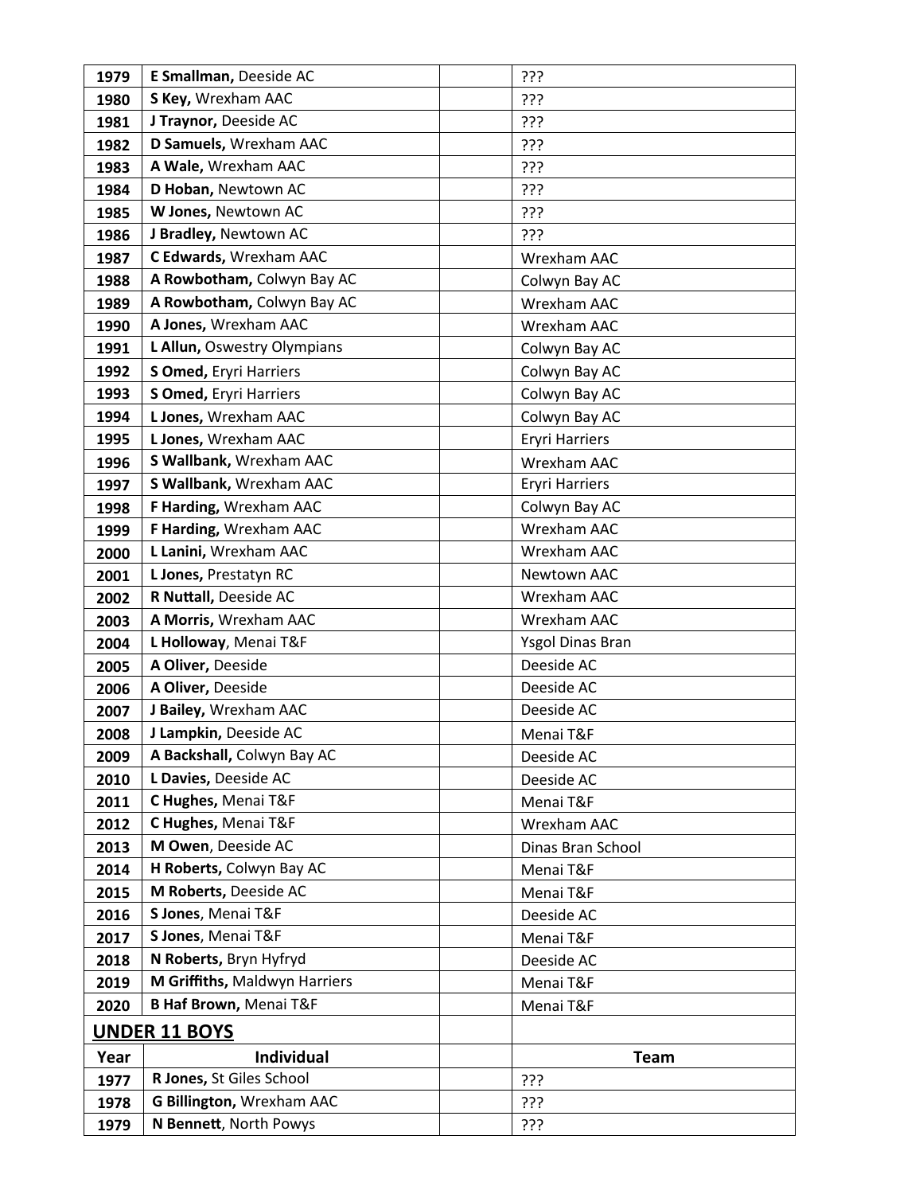| | | | |
|---|---|---|---|
| 1979 | **E Smallman,** Deeside AC | | ??? |
| 1980 | **S Key,** Wrexham AAC | | ??? |
| 1981 | **J Traynor,** Deeside AC | | ??? |
| 1982 | **D Samuels,** Wrexham AAC | | ??? |
| 1983 | **A Wale,** Wrexham AAC | | ??? |
| 1984 | **D Hoban,** Newtown AC | | ??? |
| 1985 | **W Jones,** Newtown AC | | ??? |
| 1986 | **J Bradley,** Newtown AC | | ??? |
| 1987 | **C Edwards,** Wrexham AAC | | Wrexham AAC |
| 1988 | **A Rowbotham,** Colwyn Bay AC | | Colwyn Bay AC |
| 1989 | **A Rowbotham,** Colwyn Bay AC | | Wrexham AAC |
| 1990 | **A Jones,** Wrexham AAC | | Wrexham AAC |
| 1991 | **L Allun,** Oswestry Olympians | | Colwyn Bay AC |
| 1992 | **S Omed,** Eryri Harriers | | Colwyn Bay AC |
| 1993 | **S Omed,** Eryri Harriers | | Colwyn Bay AC |
| 1994 | **L Jones,** Wrexham AAC | | Colwyn Bay AC |
| 1995 | **L Jones,** Wrexham AAC | | Eryri Harriers |
| 1996 | **S Wallbank,** Wrexham AAC | | Wrexham AAC |
| 1997 | **S Wallbank,** Wrexham AAC | | Eryri Harriers |
| 1998 | **F Harding,** Wrexham AAC | | Colwyn Bay AC |
| 1999 | **F Harding,** Wrexham AAC | | Wrexham AAC |
| 2000 | **L Lanini,** Wrexham AAC | | Wrexham AAC |
| 2001 | **L Jones,** Prestatyn RC | | Newtown AAC |
| 2002 | **R Nuttall,** Deeside AC | | Wrexham AAC |
| 2003 | **A Morris,** Wrexham AAC | | Wrexham AAC |
| 2004 | **L Holloway**, Menai T&F | | Ysgol Dinas Bran |
| 2005 | **A Oliver,** Deeside | | Deeside AC |
| 2006 | **A Oliver,** Deeside | | Deeside AC |
| 2007 | **J Bailey,** Wrexham AAC | | Deeside AC |
| 2008 | **J Lampkin,** Deeside AC | | Menai T&F |
| 2009 | **A Backshall,** Colwyn Bay AC | | Deeside AC |
| 2010 | **L Davies,** Deeside AC | | Deeside AC |
| 2011 | **C Hughes,** Menai T&F | | Menai T&F |
| 2012 | **C Hughes,** Menai T&F | | Wrexham AAC |
| 2013 | **M Owen**, Deeside AC | | Dinas Bran School |
| 2014 | **H Roberts,** Colwyn Bay AC | | Menai T&F |
| 2015 | **M Roberts,** Deeside AC | | Menai T&F |
| 2016 | **S Jones**, Menai T&F | | Deeside AC |
| 2017 | **S Jones**, Menai T&F | | Menai T&F |
| 2018 | **N Roberts,** Bryn Hyfryd | | Deeside AC |
| 2019 | **M Griffiths,** Maldwyn Harriers | | Menai T&F |
| 2020 | **B Haf Brown,** Menai T&F | | Menai T&F |

## UNDER 11 BOYS

| Year | Individual | | Team |
|---|---|---|---|
| 1977 | **R Jones,** St Giles School | | ??? |
| 1978 | **G Billington,** Wrexham AAC | | ??? |
| 1979 | **N Bennett**, North Powys | | ??? |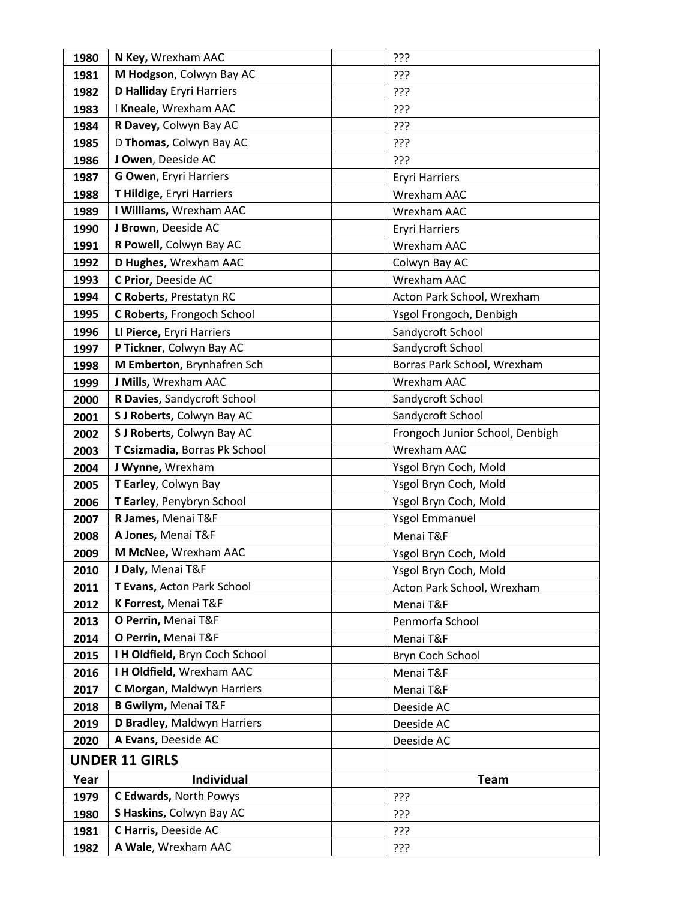| | | | |
|---|---|---|---|
| **1980** | **N Key,** Wrexham AAC | | ??? |
| **1981** | **M Hodgson**, Colwyn Bay AC | | ??? |
| **1982** | **D Halliday** Eryri Harriers | | ??? |
| **1983** | I **Kneale,** Wrexham AAC | | ??? |
| **1984** | **R Davey,** Colwyn Bay AC | | ??? |
| **1985** | D **Thomas,** Colwyn Bay AC | | ??? |
| **1986** | **J Owen**, Deeside AC | | ??? |
| **1987** | **G Owen**, Eryri Harriers | | Eryri Harriers |
| **1988** | **T Hildige,** Eryri Harriers | | Wrexham AAC |
| **1989** | **I Williams,** Wrexham AAC | | Wrexham AAC |
| **1990** | **J Brown,** Deeside AC | | Eryri Harriers |
| **1991** | **R Powell,** Colwyn Bay AC | | Wrexham AAC |
| **1992** | **D Hughes,** Wrexham AAC | | Colwyn Bay AC |
| **1993** | **C Prior,** Deeside AC | | Wrexham AAC |
| **1994** | **C Roberts,** Prestatyn RC | | Acton Park School, Wrexham |
| **1995** | **C Roberts,** Frongoch School | | Ysgol Frongoch, Denbigh |
| **1996** | **Ll Pierce,** Eryri Harriers | | Sandycroft School |
| **1997** | **P Tickner**, Colwyn Bay AC | | Sandycroft School |
| **1998** | **M Emberton,** Brynhafren Sch | | Borras Park School, Wrexham |
| **1999** | **J Mills,** Wrexham AAC | | Wrexham AAC |
| **2000** | **R Davies,** Sandycroft School | | Sandycroft School |
| **2001** | **S J Roberts,** Colwyn Bay AC | | Sandycroft School |
| **2002** | **S J Roberts,** Colwyn Bay AC | | Frongoch Junior School, Denbigh |
| **2003** | **T Csizmadia,** Borras Pk School | | Wrexham AAC |
| **2004** | **J Wynne,** Wrexham | | Ysgol Bryn Coch, Mold |
| **2005** | **T Earley**, Colwyn Bay | | Ysgol Bryn Coch, Mold |
| **2006** | **T Earley**, Penybryn School | | Ysgol Bryn Coch, Mold |
| **2007** | **R James,** Menai T&F | | Ysgol Emmanuel |
| **2008** | **A Jones,** Menai T&F | | Menai T&F |
| **2009** | **M McNee,** Wrexham AAC | | Ysgol Bryn Coch, Mold |
| **2010** | **J Daly,** Menai T&F | | Ysgol Bryn Coch, Mold |
| **2011** | **T Evans,** Acton Park School | | Acton Park School, Wrexham |
| **2012** | **K Forrest,** Menai T&F | | Menai T&F |
| **2013** | **O Perrin,** Menai T&F | | Penmorfa School |
| **2014** | **O Perrin,** Menai T&F | | Menai T&F |
| **2015** | **I H Oldfield,** Bryn Coch School | | Bryn Coch School |
| **2016** | **I H Oldfield,** Wrexham AAC | | Menai T&F |
| **2017** | **C Morgan,** Maldwyn Harriers | | Menai T&F |
| **2018** | **B Gwilym,** Menai T&F | | Deeside AC |
| **2019** | **D Bradley,** Maldwyn Harriers | | Deeside AC |
| **2020** | **A Evans,** Deeside AC | | Deeside AC |

## UNDER 11 GIRLS

| Year | Individual | | Team |
|---|---|---|---|
| **1979** | **C Edwards,** North Powys | | ??? |
| **1980** | **S Haskins,** Colwyn Bay AC | | ??? |
| **1981** | **C Harris,** Deeside AC | | ??? |
| **1982** | **A Wale**, Wrexham AAC | | ??? |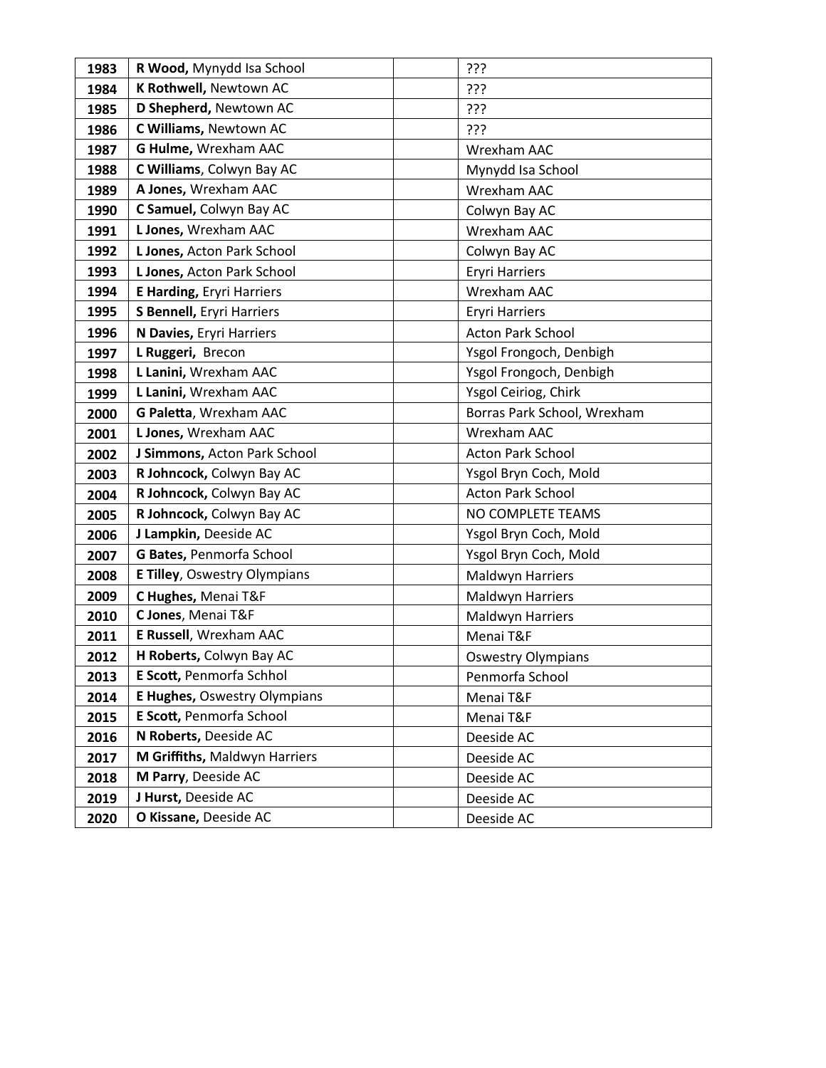| | | | |
|---|---|---|---|
| **1983** | **R Wood,** Mynydd Isa School | | ??? |
| **1984** | **K Rothwell,** Newtown AC | | ??? |
| **1985** | **D Shepherd,** Newtown AC | | ??? |
| **1986** | **C Williams,** Newtown AC | | ??? |
| **1987** | **G Hulme,** Wrexham AAC | | Wrexham AAC |
| **1988** | **C Williams**, Colwyn Bay AC | | Mynydd Isa School |
| **1989** | **A Jones,** Wrexham AAC | | Wrexham AAC |
| **1990** | **C Samuel,** Colwyn Bay AC | | Colwyn Bay AC |
| **1991** | **L Jones,** Wrexham AAC | | Wrexham AAC |
| **1992** | **L Jones,** Acton Park School | | Colwyn Bay AC |
| **1993** | **L Jones,** Acton Park School | | Eryri Harriers |
| **1994** | **E Harding,** Eryri Harriers | | Wrexham AAC |
| **1995** | **S Bennell,** Eryri Harriers | | Eryri Harriers |
| **1996** | **N Davies,** Eryri Harriers | | Acton Park School |
| **1997** | **L Ruggeri,** Brecon | | Ysgol Frongoch, Denbigh |
| **1998** | **L Lanini,** Wrexham AAC | | Ysgol Frongoch, Denbigh |
| **1999** | **L Lanini,** Wrexham AAC | | Ysgol Ceiriog, Chirk |
| **2000** | **G Paletta**, Wrexham AAC | | Borras Park School, Wrexham |
| **2001** | **L Jones,** Wrexham AAC | | Wrexham AAC |
| **2002** | **J Simmons,** Acton Park School | | Acton Park School |
| **2003** | **R Johncock,** Colwyn Bay AC | | Ysgol Bryn Coch, Mold |
| **2004** | **R Johncock,** Colwyn Bay AC | | Acton Park School |
| **2005** | **R Johncock,** Colwyn Bay AC | | NO COMPLETE TEAMS |
| **2006** | **J Lampkin,** Deeside AC | | Ysgol Bryn Coch, Mold |
| **2007** | **G Bates,** Penmorfa School | | Ysgol Bryn Coch, Mold |
| **2008** | **E Tilley**, Oswestry Olympians | | Maldwyn Harriers |
| **2009** | **C Hughes,** Menai T&F | | Maldwyn Harriers |
| **2010** | **C Jones**, Menai T&F | | Maldwyn Harriers |
| **2011** | **E Russell**, Wrexham AAC | | Menai T&F |
| **2012** | **H Roberts,** Colwyn Bay AC | | Oswestry Olympians |
| **2013** | **E Scott,** Penmorfa Schhol | | Penmorfa School |
| **2014** | **E Hughes,** Oswestry Olympians | | Menai T&F |
| **2015** | **E Scott,** Penmorfa School | | Menai T&F |
| **2016** | **N Roberts,** Deeside AC | | Deeside AC |
| **2017** | **M Griffiths,** Maldwyn Harriers | | Deeside AC |
| **2018** | **M Parry**, Deeside AC | | Deeside AC |
| **2019** | **J Hurst,** Deeside AC | | Deeside AC |
| **2020** | **O Kissane,** Deeside AC | | Deeside AC |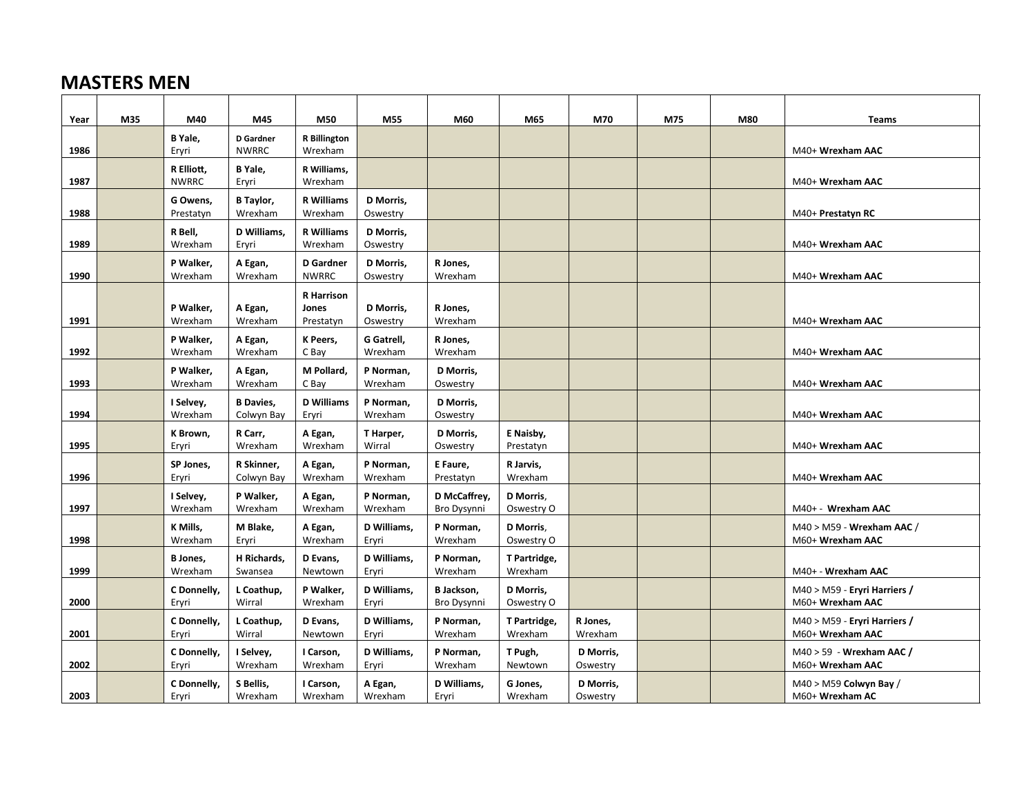# MASTERS MEN

| Year | M35 | M40 | M45 | M50 | M55 | M60 | M65 | M70 | M75 | M80 | Teams |
|---|---|---|---|---|---|---|---|---|---|---|---|
| 1986 | | **B Yale,** Eryri | **D Gardner** NWRRC | **R Billington** Wrexham | | | | | | | M40+ **Wrexham AAC** |
| 1987 | | **R Elliott,** NWRRC | **B Yale,** Eryri | **R Williams,** Wrexham | | | | | | | M40+ **Wrexham AAC** |
| 1988 | | **G Owens,** Prestatyn | **B Taylor,** Wrexham | **R Williams** Wrexham | **D Morris,** Oswestry | | | | | | M40+ **Prestatyn RC** |
| 1989 | | **R Bell,** Wrexham | **D Williams,** Eryri | **R Williams** Wrexham | **D Morris,** Oswestry | | | | | | M40+ **Wrexham AAC** |
| 1990 | | **P Walker,** Wrexham | **A Egan,** Wrexham | **D Gardner** NWRRC | **D Morris,** Oswestry | **R Jones,** Wrexham | | | | | M40+ **Wrexham AAC** |
| 1991 | | **P Walker,** Wrexham | **A Egan,** Wrexham | **R Harrison Jones** Prestatyn | **D Morris,** Oswestry | **R Jones,** Wrexham | | | | | M40+ **Wrexham AAC** |
| 1992 | | **P Walker,** Wrexham | **A Egan,** Wrexham | **K Peers,** C Bay | **G Gatrell,** Wrexham | **R Jones,** Wrexham | | | | | M40+ **Wrexham AAC** |
| 1993 | | **P Walker,** Wrexham | **A Egan,** Wrexham | **M Pollard,** C Bay | **P Norman,** Wrexham | **D Morris,** Oswestry | | | | | M40+ **Wrexham AAC** |
| 1994 | | **I Selvey,** Wrexham | **B Davies,** Colwyn Bay | **D Williams** Eryri | **P Norman,** Wrexham | **D Morris,** Oswestry | | | | | M40+ **Wrexham AAC** |
| 1995 | | **K Brown,** Eryri | **R Carr,** Wrexham | **A Egan,** Wrexham | **T Harper,** Wirral | **D Morris,** Oswestry | **E Naisby,** Prestatyn | | | | M40+ **Wrexham AAC** |
| 1996 | | **SP Jones,** Eryri | **R Skinner,** Colwyn Bay | **A Egan,** Wrexham | **P Norman,** Wrexham | **E Faure,** Prestatyn | **R Jarvis,** Wrexham | | | | M40+ **Wrexham AAC** |
| 1997 | | **I Selvey,** Wrexham | **P Walker,** Wrexham | **A Egan,** Wrexham | **P Norman,** Wrexham | **D McCaffrey,** Bro Dysynni | **D Morris**, Oswestry O | | | | M40+ - **Wrexham AAC** |
| 1998 | | **K Mills,** Wrexham | **M Blake,** Eryri | **A Egan,** Wrexham | **D Williams,** Eryri | **P Norman,** Wrexham | **D Morris**, Oswestry O | | | | M40 > M59 - **Wrexham AAC** / M60+ **Wrexham AAC** |
| 1999 | | **B Jones,** Wrexham | **H Richards,** Swansea | **D Evans,** Newtown | **D Williams,** Eryri | **P Norman,** Wrexham | **T Partridge,** Wrexham | | | | M40+ - **Wrexham AAC** |
| 2000 | | **C Donnelly,** Eryri | **L Coathup,** Wirral | **P Walker,** Wrexham | **D Williams,** Eryri | **B Jackson,** Bro Dysynni | **D Morris,** Oswestry O | | | | M40 > M59 - **Eryri Harriers /** M60+ **Wrexham AAC** |
| 2001 | | **C Donnelly,** Eryri | **L Coathup,** Wirral | **D Evans,** Newtown | **D Williams,** Eryri | **P Norman,** Wrexham | **T Partridge,** Wrexham | **R Jones,** Wrexham | | | M40 > M59 - **Eryri Harriers /** M60+ **Wrexham AAC** |
| 2002 | | **C Donnelly,** Eryri | **I Selvey,** Wrexham | **I Carson,** Wrexham | **D Williams,** Eryri | **P Norman,** Wrexham | **T Pugh,** Newtown | **D Morris,** Oswestry | | | M40 > 59 - **Wrexham AAC /** M60+ **Wrexham AAC** |
| 2003 | | **C Donnelly,** Eryri | **S Bellis,** Wrexham | **I Carson,** Wrexham | **A Egan,** Wrexham | **D Williams,** Eryri | **G Jones,** Wrexham | **D Morris,** Oswestry | | | M40 > M59 **Colwyn Bay** / M60+ **Wrexham AC** |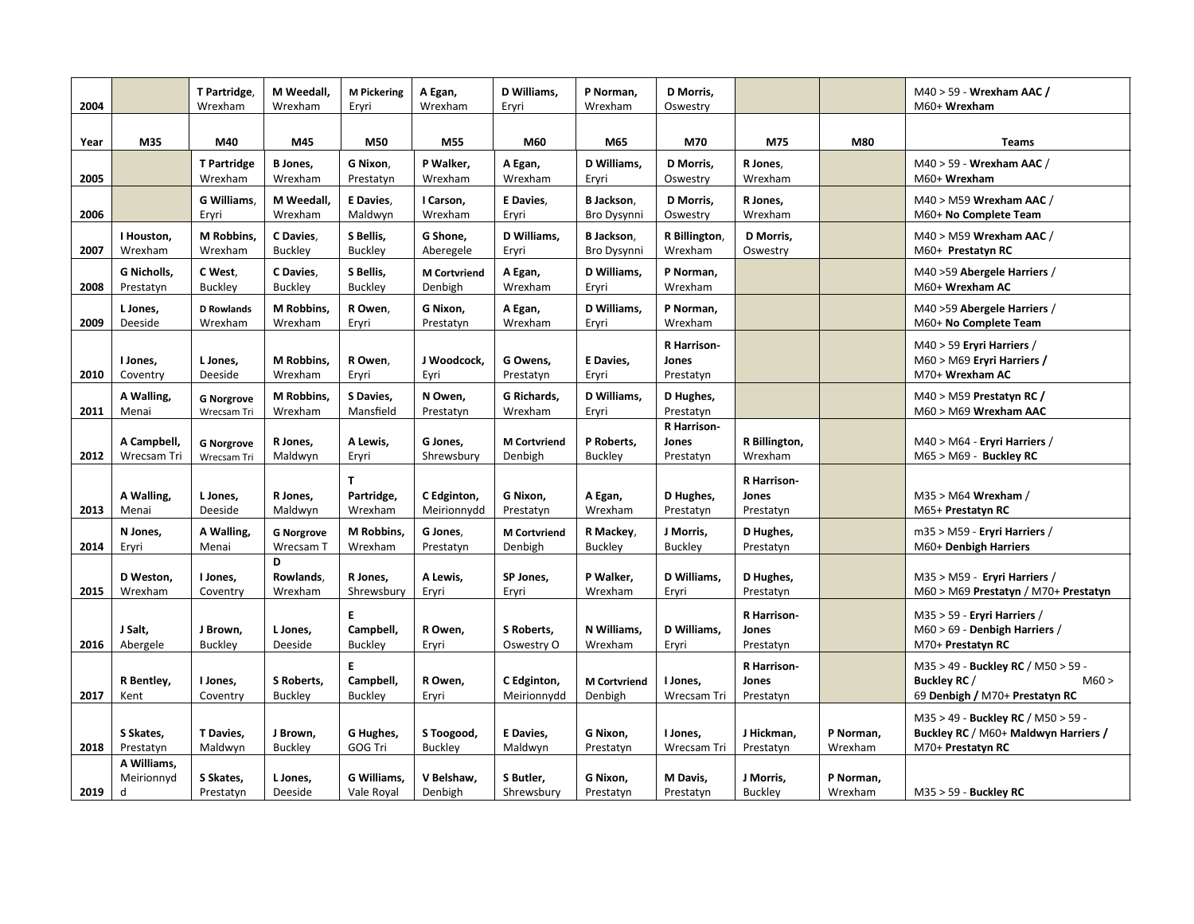| 2004 | | T Partridge, Wrexham | M Weedall, Wrexham | M Pickering Eryri | A Egan, Wrexham | D Williams, Eryri | P Norman, Wrexham | D Morris, Oswestry | | | M40 > 59 - **Wrexham AAC /** M60+ **Wrexham** |
|---|---|---|---|---|---|---|---|---|---|---|---|
| **Year** | **M35** | **M40** | **M45** | **M50** | **M55** | **M60** | **M65** | **M70** | **M75** | **M80** | **Teams** |
| 2005 | | **T Partridge** Wrexham | **B Jones**, Wrexham | **G Nixon**, Prestatyn | **P Walker**, Wrexham | **A Egan**, Wrexham | **D Williams**, Eryri | **D Morris**, Oswestry | **R Jones**, Wrexham | | M40 > 59 - **Wrexham AAC** / M60+ **Wrexham** |
| 2006 | | **G Williams**, Eryri | **M Weedall**, Wrexham | **E Davies**, Maldwyn | **I Carson**, Wrexham | **E Davies**, Eryri | **B Jackson**, Bro Dysynni | **D Morris**, Oswestry | **R Jones**, Wrexham | | M40 > M59 **Wrexham AAC** / M60+ **No Complete Team** |
| 2007 | **I Houston**, Wrexham | **M Robbins**, Wrexham | **C Davies**, Buckley | **S Bellis**, Buckley | **G Shone**, Aberegele | **D Williams**, Eryri | **B Jackson**, Bro Dysynni | **R Billington**, Wrexham | **D Morris**, Oswestry | | M40 > M59 **Wrexham AAC** / M60+ **Prestatyn RC** |
| 2008 | **G Nicholls**, Prestatyn | **C West**, Buckley | **C Davies**, Buckley | **S Bellis**, Buckley | **M Cortvriend** Denbigh | **A Egan**, Wrexham | **D Williams**, Eryri | **P Norman**, Wrexham | | | M40 >59 **Abergele Harriers** / M60+ **Wrexham AC** |
| 2009 | **L Jones**, Deeside | **D Rowlands** Wrexham | **M Robbins**, Wrexham | **R Owen**, Eryri | **G Nixon**, Prestatyn | **A Egan**, Wrexham | **D Williams**, Eryri | **P Norman**, Wrexham | | | M40 >59 **Abergele Harriers** / M60+ **No Complete Team** |
| 2010 | **I Jones**, Coventry | **L Jones**, Deeside | **M Robbins**, Wrexham | **R Owen**, Eryri | **J Woodcock**, Eyri | **G Owens**, Prestatyn | **E Davies**, Eryri | **R Harrison-Jones** Prestatyn | | | M40 > 59 **Eryri Harriers** / M60 > M69 **Eryri Harriers /** M70+ **Wrexham AC** |
| 2011 | **A Walling**, Menai | **G Norgrove** Wrecsam Tri | **M Robbins**, Wrexham | **S Davies**, Mansfield | **N Owen**, Prestatyn | **G Richards**, Wrexham | **D Williams**, Eryri | **D Hughes**, Prestatyn | | | M40 > M59 **Prestatyn RC /** M60 > M69 **Wrexham AAC** |
| 2012 | **A Campbell**, Wrecsam Tri | **G Norgrove** Wrecsam Tri | **R Jones**, Maldwyn | **A Lewis**, Eryri | **G Jones**, Shrewsbury | **M Cortvriend** Denbigh | **P Roberts**, Buckley | **R Harrison-Jones** Prestatyn | **R Billington**, Wrexham | | M40 > M64 - **Eryri Harriers** / M65 > M69 - **Buckley RC** |
| 2013 | **A Walling**, Menai | **L Jones**, Deeside | **R Jones**, Maldwyn | **T Partridge**, Wrexham | **C Edginton**, Meirionnydd | **G Nixon**, Prestatyn | **A Egan**, Wrexham | **D Hughes**, Prestatyn | **R Harrison-Jones** Prestatyn | | M35 > M64 **Wrexham** / M65+ **Prestatyn RC** |
| 2014 | **N Jones**, Eryri | **A Walling**, Menai | **G Norgrove** Wrecsam T | **M Robbins**, Wrexham | **G Jones**, Prestatyn | **M Cortvriend** Denbigh | **R Mackey**, Buckley | **J Morris**, Buckley | **D Hughes**, Prestatyn | | m35 > M59 - **Eryri Harriers** / M60+ **Denbigh Harriers** |
| 2015 | **D Weston**, Wrexham | **I Jones**, Coventry | **D Rowlands**, Wrexham | **R Jones**, Shrewsbury | **A Lewis**, Eryri | **SP Jones**, Eryri | **P Walker**, Wrexham | **D Williams**, Eryri | **D Hughes**, Prestatyn | | M35 > M59 - **Eryri Harriers** / M60 > M69 **Prestatyn** / M70+ **Prestatyn** |
| 2016 | **J Salt**, Abergele | **J Brown**, Buckley | **L Jones**, Deeside | **E Campbell**, Buckley | **R Owen**, Eryri | **S Roberts**, Oswestry O | **N Williams**, Wrexham | **D Williams**, Eryri | **R Harrison-Jones** Prestatyn | | M35 > 59 - **Eryri Harriers** / M60 > 69 - **Denbigh Harriers** / M70+ **Prestatyn RC** |
| 2017 | **R Bentley**, Kent | **I Jones**, Coventry | **S Roberts**, Buckley | **E Campbell**, Buckley | **R Owen**, Eryri | **C Edginton**, Meirionnydd | **M Cortvriend** Denbigh | **I Jones**, Wrecsam Tri | **R Harrison-Jones** Prestatyn | | M35 > 49 - **Buckley RC** / M50 > 59 - **Buckley RC** / M60 > 69 **Denbigh /** M70+ **Prestatyn RC** |
| 2018 | **S Skates**, Prestatyn | **T Davies**, Maldwyn | **J Brown**, Buckley | **G Hughes**, GOG Tri | **S Toogood**, Buckley | **E Davies**, Maldwyn | **G Nixon**, Prestatyn | **I Jones**, Wrecsam Tri | **J Hickman**, Prestatyn | **P Norman**, Wrexham | M35 > 49 - **Buckley RC** / M50 > 59 - **Buckley RC** / M60+ **Maldwyn Harriers /** M70+ **Prestatyn RC** |
| 2019 | **A Williams**, Meirionnydd | **S Skates**, Prestatyn | **L Jones**, Deeside | **G Williams**, Vale Royal | **V Belshaw**, Denbigh | **S Butler**, Shrewsbury | **G Nixon**, Prestatyn | **M Davis**, Prestatyn | **J Morris**, Buckley | **P Norman**, Wrexham | M35 > 59 - **Buckley RC** |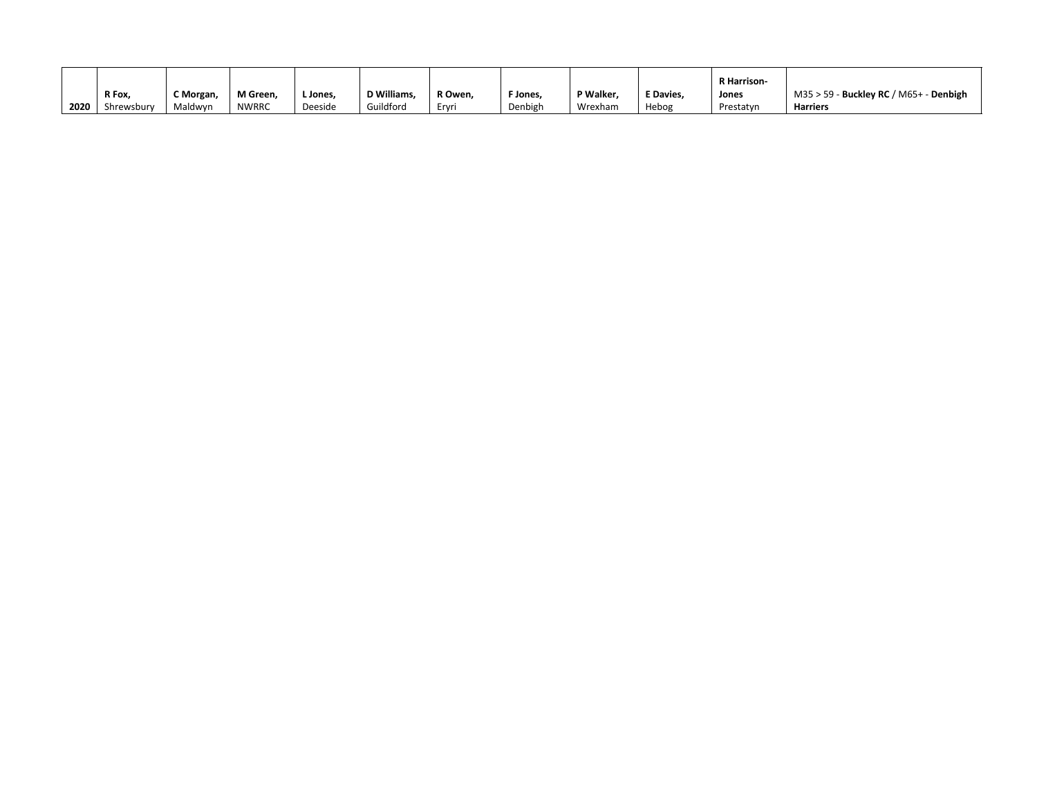| | | | | | | | | | | | |
|---|---|---|---|---|---|---|---|---|---|---|---|
| **2020** | **R Fox,** Shrewsbury | **C Morgan,** Maldwyn | **M Green,** NWRRC | **L Jones,** Deeside | **D Williams,** Guildford | **R Owen,** Eryri | **F Jones,** Denbigh | **P Walker,** Wrexham | **E Davies,** Hebog | **R Harrison-Jones** Prestatyn | M35 > 59 - **Buckley RC** / M65+ - **Denbigh Harriers** |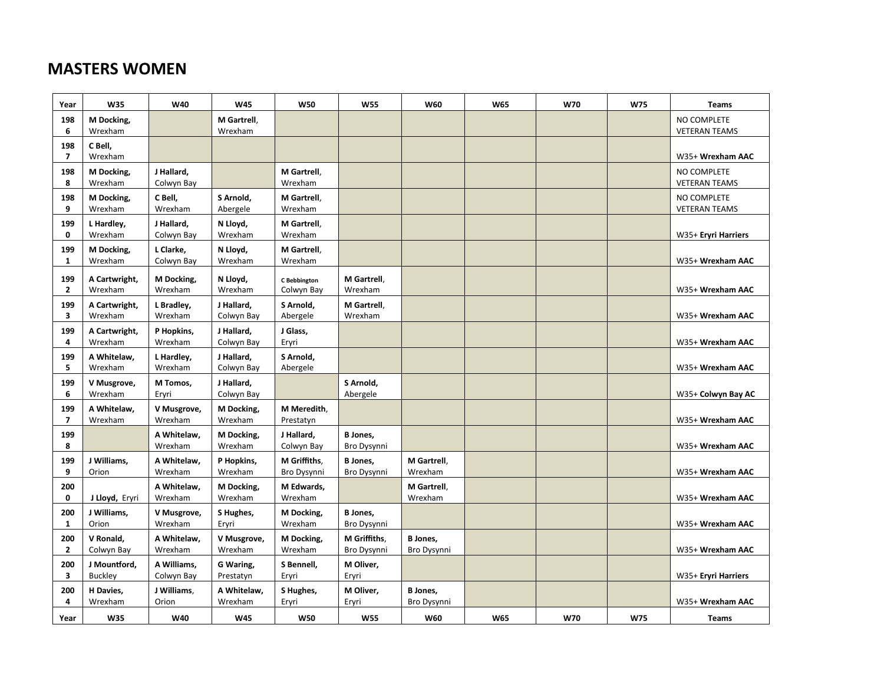# MASTERS WOMEN

| Year | W35 | W40 | W45 | W50 | W55 | W60 | W65 | W70 | W75 | Teams |
|---|---|---|---|---|---|---|---|---|---|---|
| 1986 | **M Docking,** Wrexham | | **M Gartrell**, Wrexham | | | | | | | NO COMPLETE VETERAN TEAMS |
| 1987 | **C Bell,** Wrexham | | | | | | | | | W35+ **Wrexham AAC** |
| 1988 | **M Docking,** Wrexham | **J Hallard,** Colwyn Bay | | **M Gartrell**, Wrexham | | | | | | NO COMPLETE VETERAN TEAMS |
| 1989 | **M Docking,** Wrexham | **C Bell,** Wrexham | **S Arnold,** Abergele | **M Gartrell**, Wrexham | | | | | | NO COMPLETE VETERAN TEAMS |
| 1990 | **L Hardley,** Wrexham | **J Hallard,** Colwyn Bay | **N Lloyd,** Wrexham | **M Gartrell**, Wrexham | | | | | | W35+ **Eryri Harriers** |
| 1991 | **M Docking,** Wrexham | **L Clarke,** Colwyn Bay | **N Lloyd,** Wrexham | **M Gartrell**, Wrexham | | | | | | W35+ **Wrexham AAC** |
| 1992 | **A Cartwright,** Wrexham | **M Docking,** Wrexham | **N Lloyd,** Wrexham | **C Bebbington** Colwyn Bay | **M Gartrell**, Wrexham | | | | | W35+ **Wrexham AAC** |
| 1993 | **A Cartwright,** Wrexham | **L Bradley,** Wrexham | **J Hallard,** Colwyn Bay | **S Arnold,** Abergele | **M Gartrell**, Wrexham | | | | | W35+ **Wrexham AAC** |
| 1994 | **A Cartwright,** Wrexham | **P Hopkins,** Wrexham | **J Hallard,** Colwyn Bay | **J Glass,** Eryri | | | | | | W35+ **Wrexham AAC** |
| 1995 | **A Whitelaw,** Wrexham | **L Hardley,** Wrexham | **J Hallard,** Colwyn Bay | **S Arnold,** Abergele | | | | | | W35+ **Wrexham AAC** |
| 1996 | **V Musgrove,** Wrexham | **M Tomos,** Eryri | **J Hallard,** Colwyn Bay | | **S Arnold,** Abergele | | | | | W35+ **Colwyn Bay AC** |
| 1997 | **A Whitelaw,** Wrexham | **V Musgrove,** Wrexham | **M Docking,** Wrexham | **M Meredith**, Prestatyn | | | | | | W35+ **Wrexham AAC** |
| 1998 | | **A Whitelaw,** Wrexham | **M Docking,** Wrexham | **J Hallard,** Colwyn Bay | **B Jones,** Bro Dysynni | | | | | W35+ **Wrexham AAC** |
| 1999 | **J Williams,** Orion | **A Whitelaw,** Wrexham | **P Hopkins,** Wrexham | **M Griffiths,** Bro Dysynni | **B Jones,** Bro Dysynni | **M Gartrell**, Wrexham | | | | W35+ **Wrexham AAC** |
| 2000 | **J Lloyd,** Eryri | **A Whitelaw,** Wrexham | **M Docking,** Wrexham | **M Edwards,** Wrexham | | **M Gartrell**, Wrexham | | | | W35+ **Wrexham AAC** |
| 2001 | **J Williams,** Orion | **V Musgrove,** Wrexham | **S Hughes,** Eryri | **M Docking,** Wrexham | **B Jones,** Bro Dysynni | | | | | W35+ **Wrexham AAC** |
| 2002 | **V Ronald,** Colwyn Bay | **A Whitelaw,** Wrexham | **V Musgrove,** Wrexham | **M Docking,** Wrexham | **M Griffiths**, Bro Dysynni | **B Jones,** Bro Dysynni | | | | W35+ **Wrexham AAC** |
| 2003 | **J Mountford,** Buckley | **A Williams,** Colwyn Bay | **G Waring,** Prestatyn | **S Bennell,** Eryri | **M Oliver,** Eryri | | | | | W35+ **Eryri Harriers** |
| 2004 | **H Davies,** Wrexham | **J Williams**, Orion | **A Whitelaw,** Wrexham | **S Hughes,** Eryri | **M Oliver,** Eryri | **B Jones,** Bro Dysynni | | | | W35+ **Wrexham AAC** |
| **Year** | **W35** | **W40** | **W45** | **W50** | **W55** | **W60** | **W65** | **W70** | **W75** | **Teams** |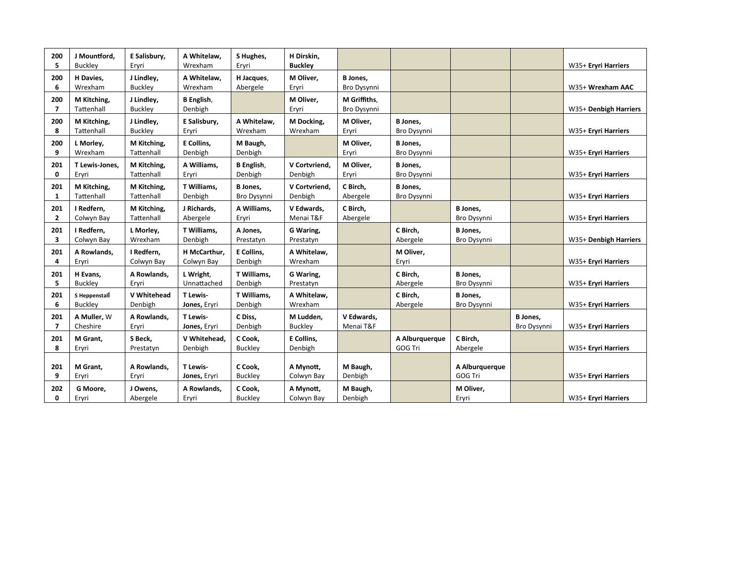| | | | | | | | | | | |
|---|---|---|---|---|---|---|---|---|---|---|
| 2005 | **J Mountford,** Buckley | **E Salisbury,** Eryri | **A Whitelaw,** Wrexham | **S Hughes,** Eryri | **H Dirskin, Buckley** | | | | | W35+ **Eryri Harriers** |
| 2006 | **H Davies,** Wrexham | **J Lindley,** Buckley | **A Whitelaw,** Wrexham | **H Jacques**, Abergele | **M Oliver,** Eryri | **B Jones,** Bro Dysynni | | | | W35+ **Wrexham AAC** |
| 2007 | **M Kitching,** Tattenhall | **J Lindley,** Buckley | **B English**, Denbigh | | **M Oliver,** Eryri | **M Griffiths**, Bro Dysynni | | | | W35+ **Denbigh Harriers** |
| 2008 | **M Kitching,** Tattenhall | **J Lindley,** Buckley | **E Salisbury,** Eryri | **A Whitelaw,** Wrexham | **M Docking,** Wrexham | **M Oliver,** Eryri | **B Jones,** Bro Dysynni | | | W35+ **Eryri Harriers** |
| 2009 | **L Morley,** Wrexham | **M Kitching,** Tattenhall | **E Collins,** Denbigh | **M Baugh,** Denbigh | | **M Oliver,** Eryri | **B Jones,** Bro Dysynni | | | W35+ **Eryri Harriers** |
| 2010 | **T Lewis-Jones,** Eryri | **M Kitching,** Tattenhall | **A Williams,** Eryri | **B English**, Denbigh | **V Cortvriend,** Denbigh | **M Oliver,** Eryri | **B Jones,** Bro Dysynni | | | W35+ **Eryri Harriers** |
| 2011 | **M Kitching,** Tattenhall | **M Kitching,** Tattenhall | **T Williams,** Denbigh | **B Jones,** Bro Dysynni | **V Cortvriend,** Denbigh | **C Birch,** Abergele | **B Jones,** Bro Dysynni | | | W35+ **Eryri Harriers** |
| 2012 | **I Redfern,** Colwyn Bay | **M Kitching,** Tattenhall | **J Richards,** Abergele | **A Williams,** Eryri | **V Edwards,** Menai T&F | **C Birch,** Abergele | | **B Jones,** Bro Dysynni | | W35+ **Eryri Harriers** |
| 2013 | **I Redfern,** Colwyn Bay | **L Morley,** Wrexham | **T Williams,** Denbigh | **A Jones,** Prestatyn | **G Waring,** Prestatyn | | **C Birch,** Abergele | **B Jones,** Bro Dysynni | | W35+ **Denbigh Harriers** |
| 2014 | **A Rowlands,** Eryri | **I Redfern,** Colwyn Bay | **H McCarthur,** Colwyn Bay | **E Collins,** Denbigh | **A Whitelaw,** Wrexham | | **M Oliver,** Eryri | | | W35+ **Eryri Harriers** |
| 2015 | **H Evans,** Buckley | **A Rowlands,** Eryri | **L Wright**, Unnattached | **T Williams,** Denbigh | **G Waring,** Prestatyn | | **C Birch,** Abergele | **B Jones,** Bro Dysynni | | W35+ **Eryri Harriers** |
| 2016 | **S Heppenstall** Buckley | **V Whitehead** Denbigh | **T Lewis-Jones,** Eryri | **T Williams,** Denbigh | **A Whitelaw,** Wrexham | | **C Birch,** Abergele | **B Jones,** Bro Dysynni | | W35+ **Eryri Harriers** |
| 2017 | **A Muller,** W Cheshire | **A Rowlands,** Eryri | **T Lewis-Jones,** Eryri | **C Diss,** Denbigh | **M Ludden,** Buckley | **V Edwards,** Menai T&F | | | **B Jones,** Bro Dysynni | W35+ **Eryri Harriers** |
| 2018 | **M Grant,** Eryri | **S Beck,** Prestatyn | **V Whitehead,** Denbigh | **C Cook,** Buckley | **E Collins,** Denbigh | | **A Alburquerque** GOG Tri | **C Birch,** Abergele | | W35+ **Eryri Harriers** |
| 2019 | **M Grant,** Eryri | **A Rowlands,** Eryri | **T Lewis-Jones,** Eryri | **C Cook,** Buckley | **A Mynott,** Colwyn Bay | **M Baugh,** Denbigh | | **A Alburquerque** GOG Tri | | W35+ **Eryri Harriers** |
| 2020 | **G Moore,** Eryri | **J Owens,** Abergele | **A Rowlands,** Eryri | **C Cook,** Buckley | **A Mynott,** Colwyn Bay | **M Baugh,** Denbigh | | **M Oliver,** Eryri | | W35+ **Eryri Harriers** |